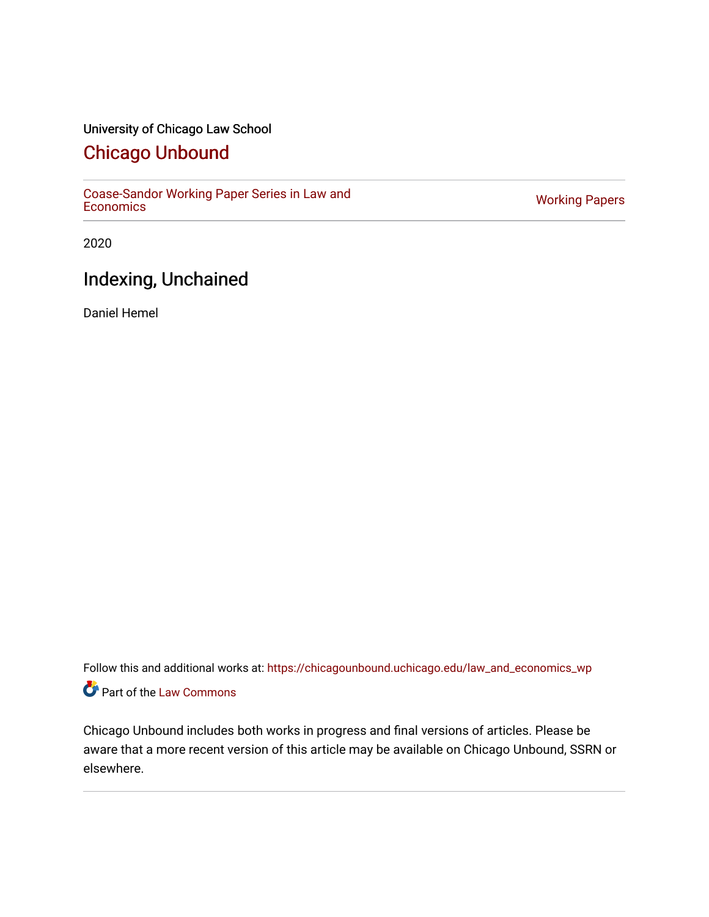University of Chicago Law School

# Chicago Unbound

Coase-Sandor Working Paper Series in Law and Economics | Working Papers

2020

## Indexing, Unchained

Daniel Hemel

Follow this and additional works at: https://chicagounbound.uchicago.edu/law_and_economics_wp

Part of the Law Commons

Chicago Unbound includes both works in progress and final versions of articles. Please be aware that a more recent version of this article may be available on Chicago Unbound, SSRN or elsewhere.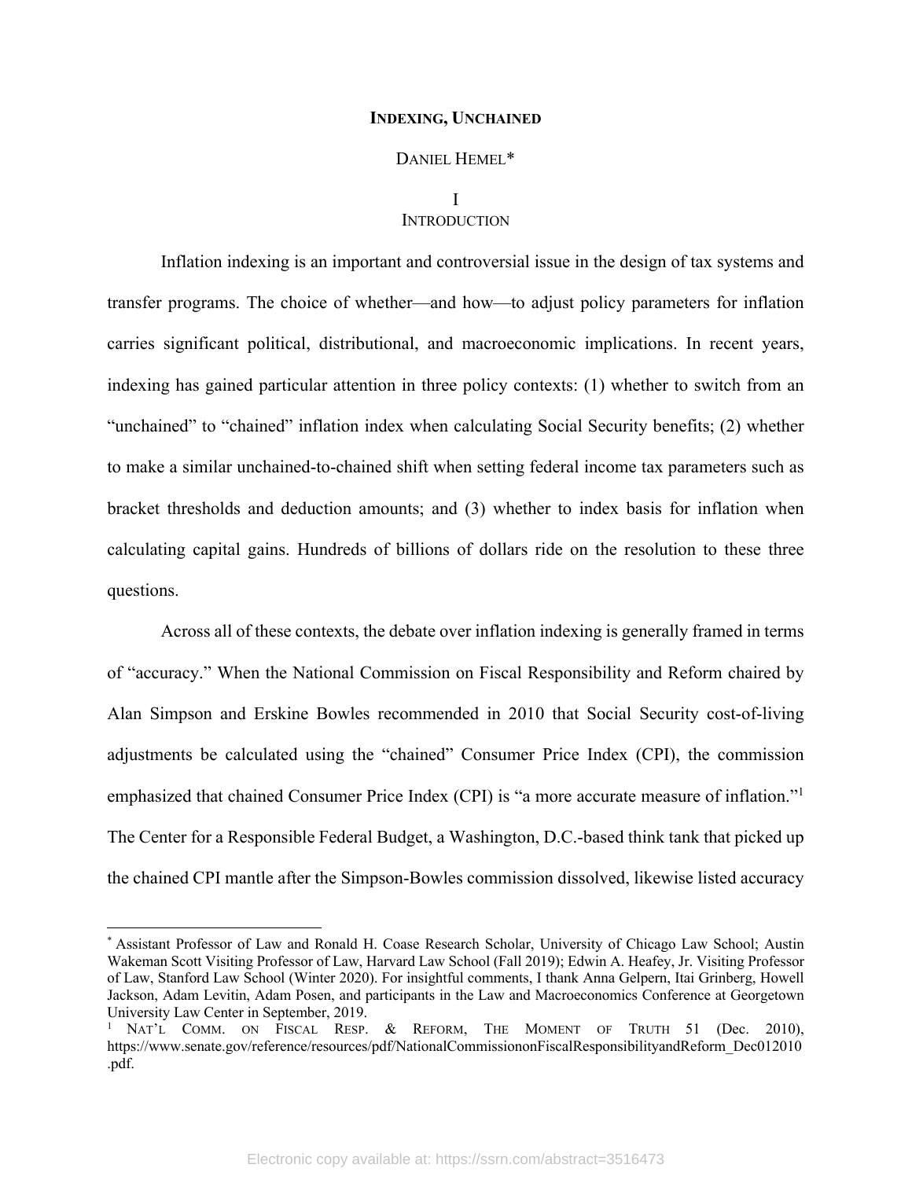# INDEXING, UNCHAINED

DANIEL HEMEL*

## I INTRODUCTION

Inflation indexing is an important and controversial issue in the design of tax systems and transfer programs. The choice of whether—and how—to adjust policy parameters for inflation carries significant political, distributional, and macroeconomic implications. In recent years, indexing has gained particular attention in three policy contexts: (1) whether to switch from an "unchained" to "chained" inflation index when calculating Social Security benefits; (2) whether to make a similar unchained-to-chained shift when setting federal income tax parameters such as bracket thresholds and deduction amounts; and (3) whether to index basis for inflation when calculating capital gains. Hundreds of billions of dollars ride on the resolution to these three questions.

Across all of these contexts, the debate over inflation indexing is generally framed in terms of "accuracy." When the National Commission on Fiscal Responsibility and Reform chaired by Alan Simpson and Erskine Bowles recommended in 2010 that Social Security cost-of-living adjustments be calculated using the "chained" Consumer Price Index (CPI), the commission emphasized that chained Consumer Price Index (CPI) is "a more accurate measure of inflation."[1] The Center for a Responsible Federal Budget, a Washington, D.C.-based think tank that picked up the chained CPI mantle after the Simpson-Bowles commission dissolved, likewise listed accuracy

---

\* Assistant Professor of Law and Ronald H. Coase Research Scholar, University of Chicago Law School; Austin Wakeman Scott Visiting Professor of Law, Harvard Law School (Fall 2019); Edwin A. Heafey, Jr. Visiting Professor of Law, Stanford Law School (Winter 2020). For insightful comments, I thank Anna Gelpern, Itai Grinberg, Howell Jackson, Adam Levitin, Adam Posen, and participants in the Law and Macroeconomics Conference at Georgetown University Law Center in September, 2019.

[1] NAT'L COMM. ON FISCAL RESP. & REFORM, THE MOMENT OF TRUTH 51 (Dec. 2010), https://www.senate.gov/reference/resources/pdf/NationalCommissiononFiscalResponsibilityandReform_Dec012010.pdf.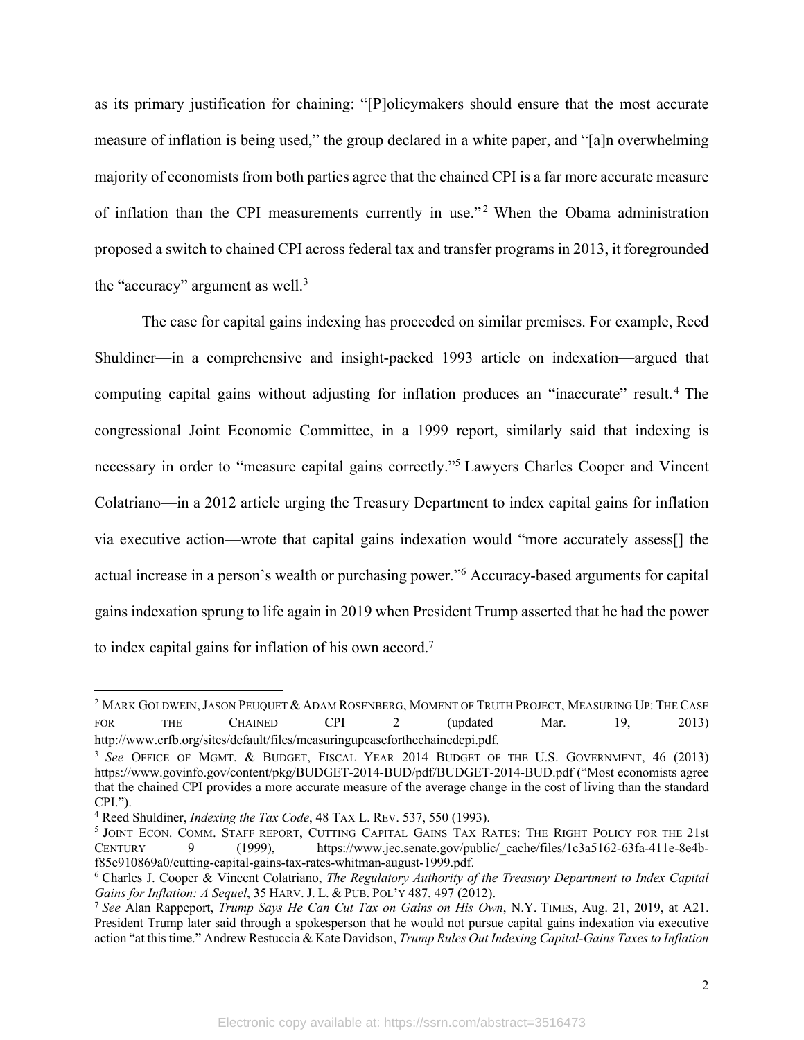as its primary justification for chaining: "[P]olicymakers should ensure that the most accurate measure of inflation is being used," the group declared in a white paper, and "[a]n overwhelming majority of economists from both parties agree that the chained CPI is a far more accurate measure of inflation than the CPI measurements currently in use."[2] When the Obama administration proposed a switch to chained CPI across federal tax and transfer programs in 2013, it foregrounded the "accuracy" argument as well.[3]

The case for capital gains indexing has proceeded on similar premises. For example, Reed Shuldiner—in a comprehensive and insight-packed 1993 article on indexation—argued that computing capital gains without adjusting for inflation produces an "inaccurate" result.[4] The congressional Joint Economic Committee, in a 1999 report, similarly said that indexing is necessary in order to "measure capital gains correctly."[5] Lawyers Charles Cooper and Vincent Colatriano—in a 2012 article urging the Treasury Department to index capital gains for inflation via executive action—wrote that capital gains indexation would "more accurately assess[] the actual increase in a person's wealth or purchasing power."[6] Accuracy-based arguments for capital gains indexation sprung to life again in 2019 when President Trump asserted that he had the power to index capital gains for inflation of his own accord.[7]

---

[2] MARK GOLDWEIN, JASON PEUQUET & ADAM ROSENBERG, MOMENT OF TRUTH PROJECT, MEASURING UP: THE CASE FOR THE CHAINED CPI 2 (updated Mar. 19, 2013) http://www.crfb.org/sites/default/files/measuringupcaseforthechainedcpi.pdf.

[3] *See* OFFICE OF MGMT. & BUDGET, FISCAL YEAR 2014 BUDGET OF THE U.S. GOVERNMENT, 46 (2013) https://www.govinfo.gov/content/pkg/BUDGET-2014-BUD/pdf/BUDGET-2014-BUD.pdf ("Most economists agree that the chained CPI provides a more accurate measure of the average change in the cost of living than the standard CPI.").

[4] Reed Shuldiner, *Indexing the Tax Code*, 48 TAX L. REV. 537, 550 (1993).

[5] JOINT ECON. COMM. STAFF REPORT, CUTTING CAPITAL GAINS TAX RATES: THE RIGHT POLICY FOR THE 21st CENTURY 9 (1999), https://www.jec.senate.gov/public/_cache/files/1c3a5162-63fa-411e-8e4b-f85e910869a0/cutting-capital-gains-tax-rates-whitman-august-1999.pdf.

[6] Charles J. Cooper & Vincent Colatriano, *The Regulatory Authority of the Treasury Department to Index Capital Gains for Inflation: A Sequel*, 35 HARV. J. L. & PUB. POL'Y 487, 497 (2012).

[7] *See* Alan Rappeport, *Trump Says He Can Cut Tax on Gains on His Own*, N.Y. TIMES, Aug. 21, 2019, at A21. President Trump later said through a spokesperson that he would not pursue capital gains indexation via executive action "at this time." Andrew Restuccia & Kate Davidson, *Trump Rules Out Indexing Capital-Gains Taxes to Inflation*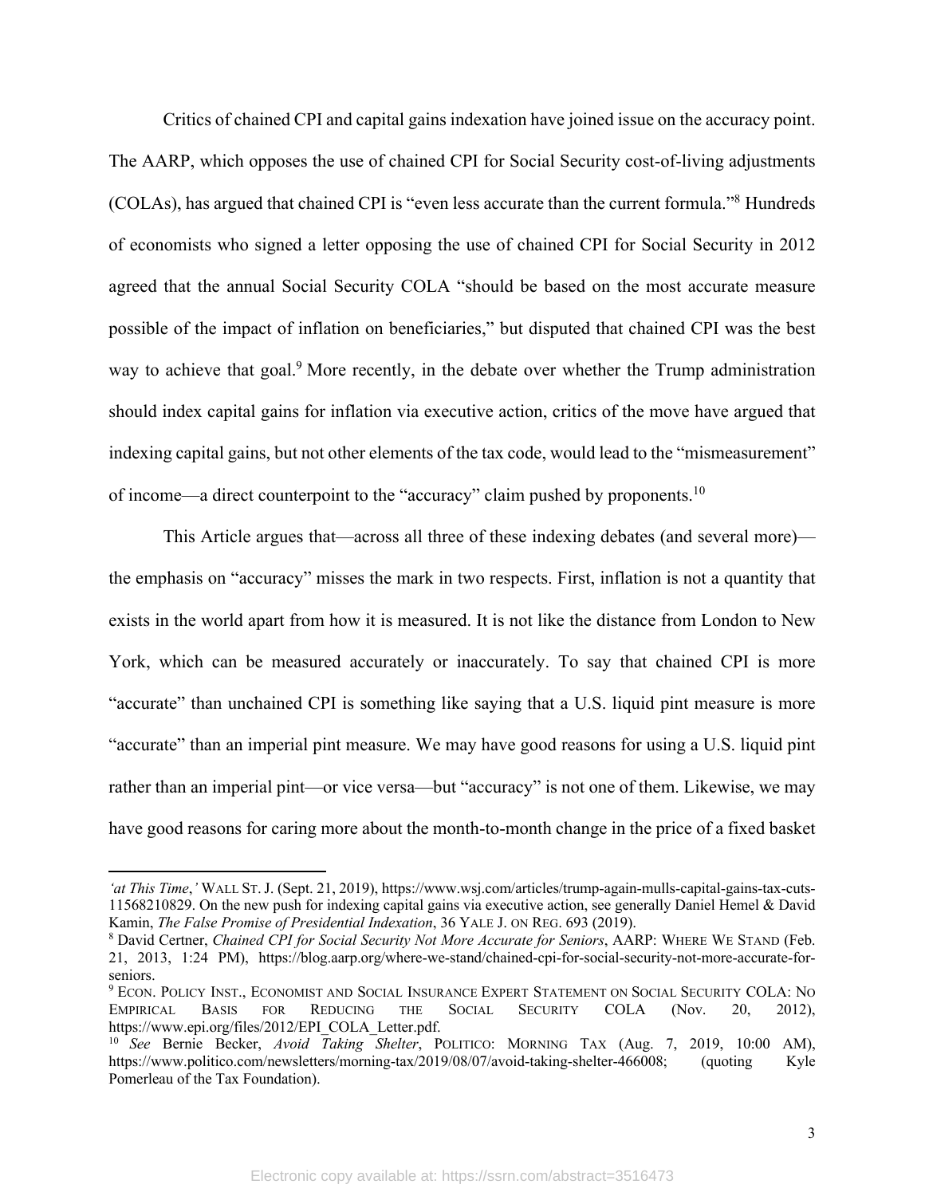Critics of chained CPI and capital gains indexation have joined issue on the accuracy point. The AARP, which opposes the use of chained CPI for Social Security cost-of-living adjustments (COLAs), has argued that chained CPI is "even less accurate than the current formula."[8] Hundreds of economists who signed a letter opposing the use of chained CPI for Social Security in 2012 agreed that the annual Social Security COLA "should be based on the most accurate measure possible of the impact of inflation on beneficiaries," but disputed that chained CPI was the best way to achieve that goal.[9] More recently, in the debate over whether the Trump administration should index capital gains for inflation via executive action, critics of the move have argued that indexing capital gains, but not other elements of the tax code, would lead to the "mismeasurement" of income—a direct counterpoint to the "accuracy" claim pushed by proponents.[10]

This Article argues that—across all three of these indexing debates (and several more)—the emphasis on "accuracy" misses the mark in two respects. First, inflation is not a quantity that exists in the world apart from how it is measured. It is not like the distance from London to New York, which can be measured accurately or inaccurately. To say that chained CPI is more "accurate" than unchained CPI is something like saying that a U.S. liquid pint measure is more "accurate" than an imperial pint measure. We may have good reasons for using a U.S. liquid pint rather than an imperial pint—or vice versa—but "accuracy" is not one of them. Likewise, we may have good reasons for caring more about the month-to-month change in the price of a fixed basket

---

*'at This Time,'* WALL ST. J. (Sept. 21, 2019), https://www.wsj.com/articles/trump-again-mulls-capital-gains-tax-cuts-11568210829. On the new push for indexing capital gains via executive action, see generally Daniel Hemel & David Kamin, *The False Promise of Presidential Indexation*, 36 YALE J. ON REG. 693 (2019).

[8] David Certner, *Chained CPI for Social Security Not More Accurate for Seniors*, AARP: WHERE WE STAND (Feb. 21, 2013, 1:24 PM), https://blog.aarp.org/where-we-stand/chained-cpi-for-social-security-not-more-accurate-for-seniors.

[9] ECON. POLICY INST., ECONOMIST AND SOCIAL INSURANCE EXPERT STATEMENT ON SOCIAL SECURITY COLA: NO EMPIRICAL BASIS FOR REDUCING THE SOCIAL SECURITY COLA (Nov. 20, 2012), https://www.epi.org/files/2012/EPI_COLA_Letter.pdf.

[10] *See* Bernie Becker, *Avoid Taking Shelter*, POLITICO: MORNING TAX (Aug. 7, 2019, 10:00 AM), https://www.politico.com/newsletters/morning-tax/2019/08/07/avoid-taking-shelter-466008; (quoting Kyle Pomerleau of the Tax Foundation).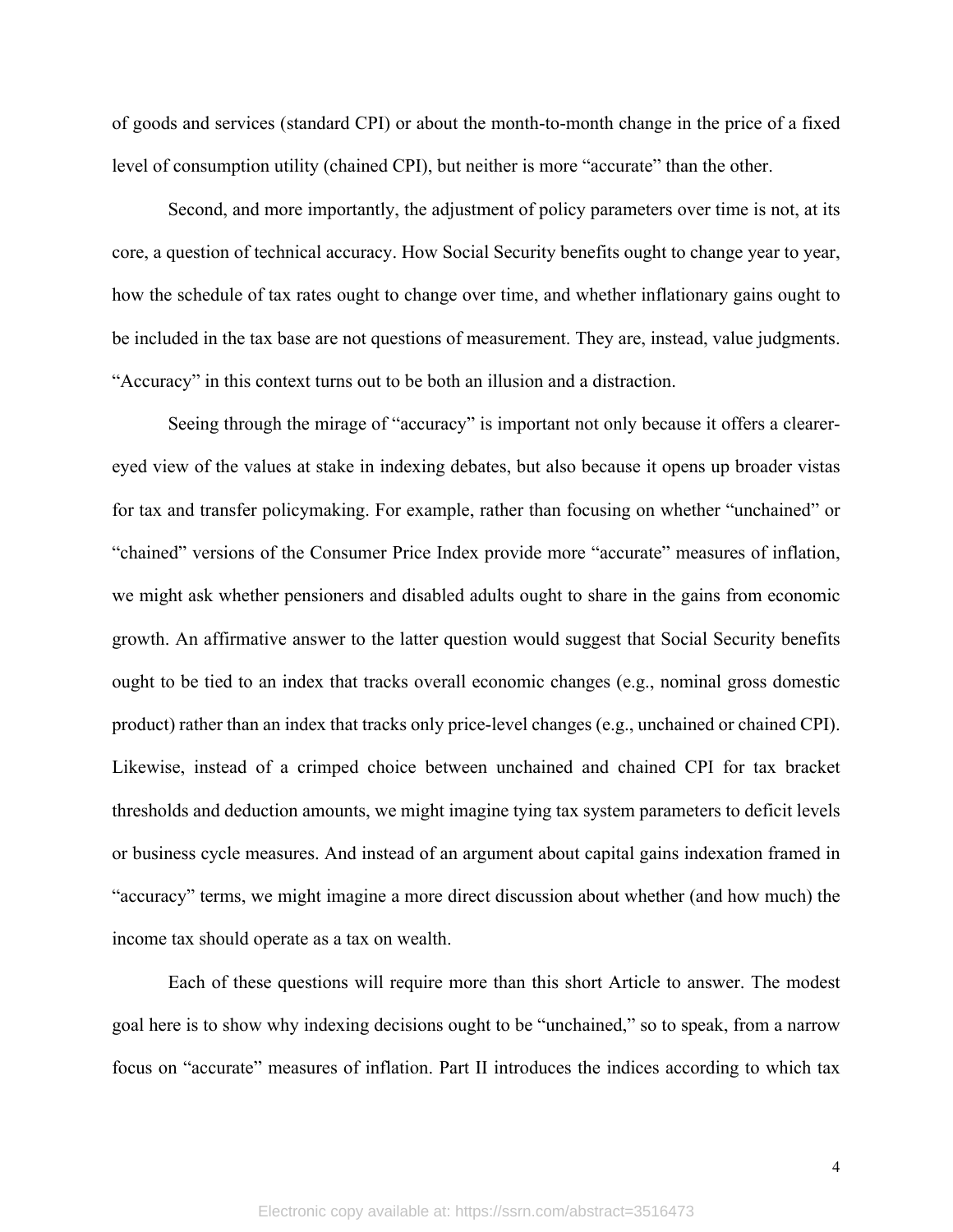of goods and services (standard CPI) or about the month-to-month change in the price of a fixed level of consumption utility (chained CPI), but neither is more "accurate" than the other.

Second, and more importantly, the adjustment of policy parameters over time is not, at its core, a question of technical accuracy. How Social Security benefits ought to change year to year, how the schedule of tax rates ought to change over time, and whether inflationary gains ought to be included in the tax base are not questions of measurement. They are, instead, value judgments. "Accuracy" in this context turns out to be both an illusion and a distraction.

Seeing through the mirage of "accuracy" is important not only because it offers a clearer-eyed view of the values at stake in indexing debates, but also because it opens up broader vistas for tax and transfer policymaking. For example, rather than focusing on whether "unchained" or "chained" versions of the Consumer Price Index provide more "accurate" measures of inflation, we might ask whether pensioners and disabled adults ought to share in the gains from economic growth. An affirmative answer to the latter question would suggest that Social Security benefits ought to be tied to an index that tracks overall economic changes (e.g., nominal gross domestic product) rather than an index that tracks only price-level changes (e.g., unchained or chained CPI). Likewise, instead of a crimped choice between unchained and chained CPI for tax bracket thresholds and deduction amounts, we might imagine tying tax system parameters to deficit levels or business cycle measures. And instead of an argument about capital gains indexation framed in "accuracy" terms, we might imagine a more direct discussion about whether (and how much) the income tax should operate as a tax on wealth.

Each of these questions will require more than this short Article to answer. The modest goal here is to show why indexing decisions ought to be "unchained," so to speak, from a narrow focus on "accurate" measures of inflation. Part II introduces the indices according to which tax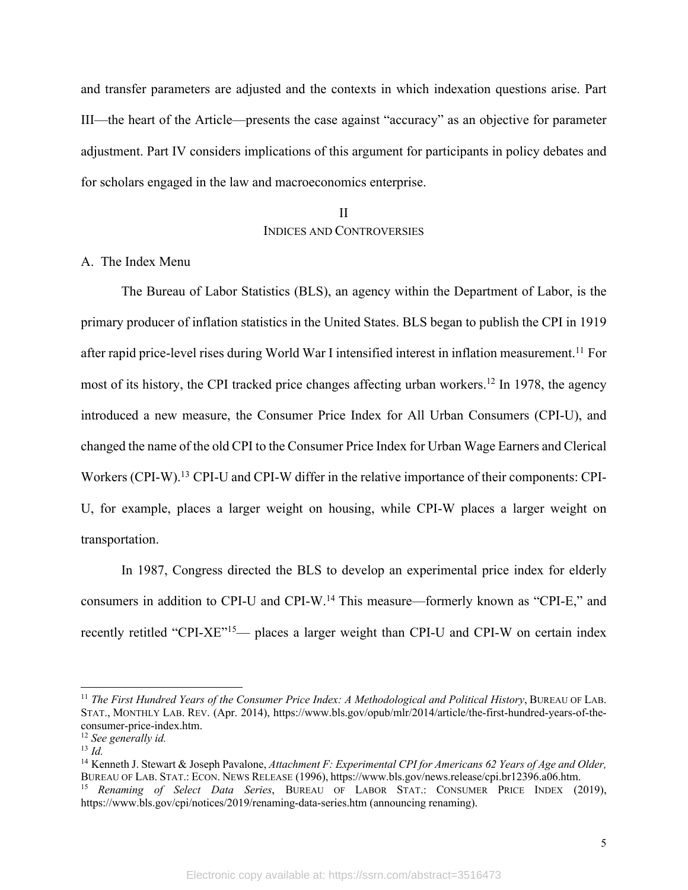and transfer parameters are adjusted and the contexts in which indexation questions arise. Part III—the heart of the Article—presents the case against "accuracy" as an objective for parameter adjustment. Part IV considers implications of this argument for participants in policy debates and for scholars engaged in the law and macroeconomics enterprise.

## II
## INDICES AND CONTROVERSIES

### A. The Index Menu

The Bureau of Labor Statistics (BLS), an agency within the Department of Labor, is the primary producer of inflation statistics in the United States. BLS began to publish the CPI in 1919 after rapid price-level rises during World War I intensified interest in inflation measurement.[11] For most of its history, the CPI tracked price changes affecting urban workers.[12] In 1978, the agency introduced a new measure, the Consumer Price Index for All Urban Consumers (CPI-U), and changed the name of the old CPI to the Consumer Price Index for Urban Wage Earners and Clerical Workers (CPI-W).[13] CPI-U and CPI-W differ in the relative importance of their components: CPI-U, for example, places a larger weight on housing, while CPI-W places a larger weight on transportation.

In 1987, Congress directed the BLS to develop an experimental price index for elderly consumers in addition to CPI-U and CPI-W.[14] This measure—formerly known as "CPI-E," and recently retitled "CPI-XE"[15]— places a larger weight than CPI-U and CPI-W on certain index

---

[11] *The First Hundred Years of the Consumer Price Index: A Methodological and Political History*, BUREAU OF LAB. STAT., MONTHLY LAB. REV. (Apr. 2014), https://www.bls.gov/opub/mlr/2014/article/the-first-hundred-years-of-the-consumer-price-index.htm.

[12] *See generally id.*

[13] *Id.*

[14] Kenneth J. Stewart & Joseph Pavalone, *Attachment F: Experimental CPI for Americans 62 Years of Age and Older,* BUREAU OF LAB. STAT.: ECON. NEWS RELEASE (1996), https://www.bls.gov/news.release/cpi.br12396.a06.htm.

[15] *Renaming of Select Data Series*, BUREAU OF LABOR STAT.: CONSUMER PRICE INDEX (2019), https://www.bls.gov/cpi/notices/2019/renaming-data-series.htm (announcing renaming).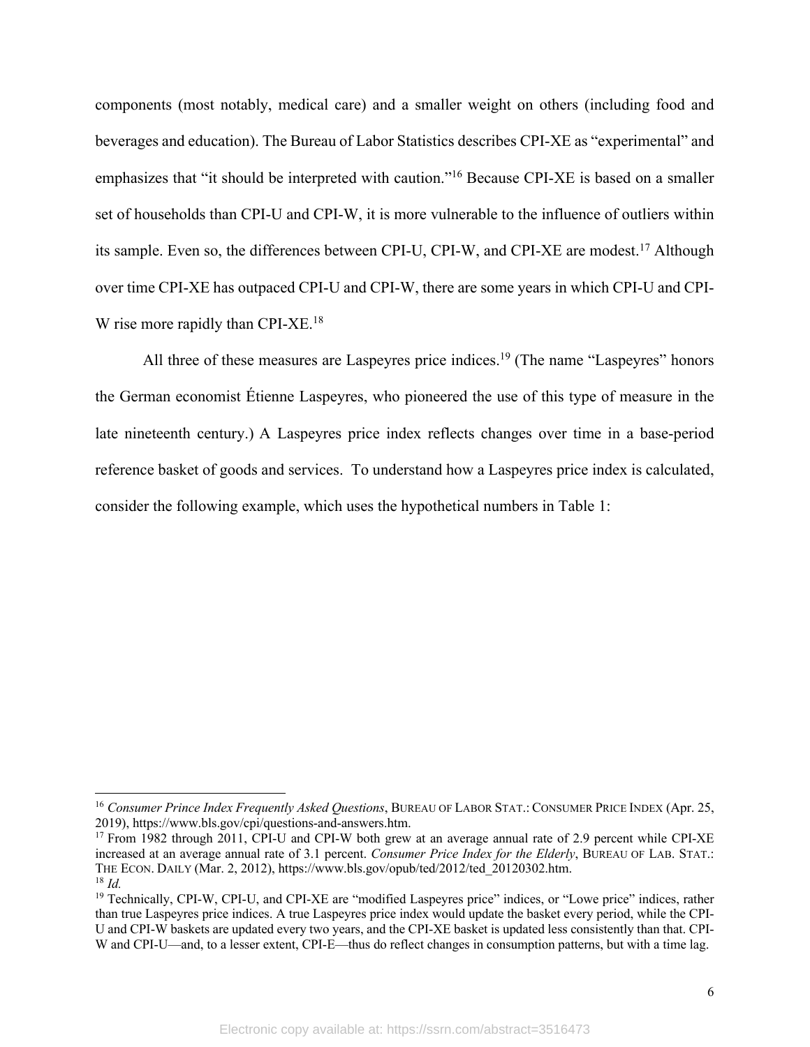components (most notably, medical care) and a smaller weight on others (including food and beverages and education). The Bureau of Labor Statistics describes CPI-XE as "experimental" and emphasizes that "it should be interpreted with caution."[16] Because CPI-XE is based on a smaller set of households than CPI-U and CPI-W, it is more vulnerable to the influence of outliers within its sample. Even so, the differences between CPI-U, CPI-W, and CPI-XE are modest.[17] Although over time CPI-XE has outpaced CPI-U and CPI-W, there are some years in which CPI-U and CPI-W rise more rapidly than CPI-XE.[18]

All three of these measures are Laspeyres price indices.[19] (The name "Laspeyres" honors the German economist Étienne Laspeyres, who pioneered the use of this type of measure in the late nineteenth century.) A Laspeyres price index reflects changes over time in a base-period reference basket of goods and services. To understand how a Laspeyres price index is calculated, consider the following example, which uses the hypothetical numbers in Table 1:

---

[16] *Consumer Prince Index Frequently Asked Questions*, BUREAU OF LABOR STAT.: CONSUMER PRICE INDEX (Apr. 25, 2019), https://www.bls.gov/cpi/questions-and-answers.htm.

[17] From 1982 through 2011, CPI-U and CPI-W both grew at an average annual rate of 2.9 percent while CPI-XE increased at an average annual rate of 3.1 percent. *Consumer Price Index for the Elderly*, BUREAU OF LAB. STAT.: THE ECON. DAILY (Mar. 2, 2012), https://www.bls.gov/opub/ted/2012/ted_20120302.htm.

[18] *Id.*

[19] Technically, CPI-W, CPI-U, and CPI-XE are "modified Laspeyres price" indices, or "Lowe price" indices, rather than true Laspeyres price indices. A true Laspeyres price index would update the basket every period, while the CPI-U and CPI-W baskets are updated every two years, and the CPI-XE basket is updated less consistently than that. CPI-W and CPI-U—and, to a lesser extent, CPI-E—thus do reflect changes in consumption patterns, but with a time lag.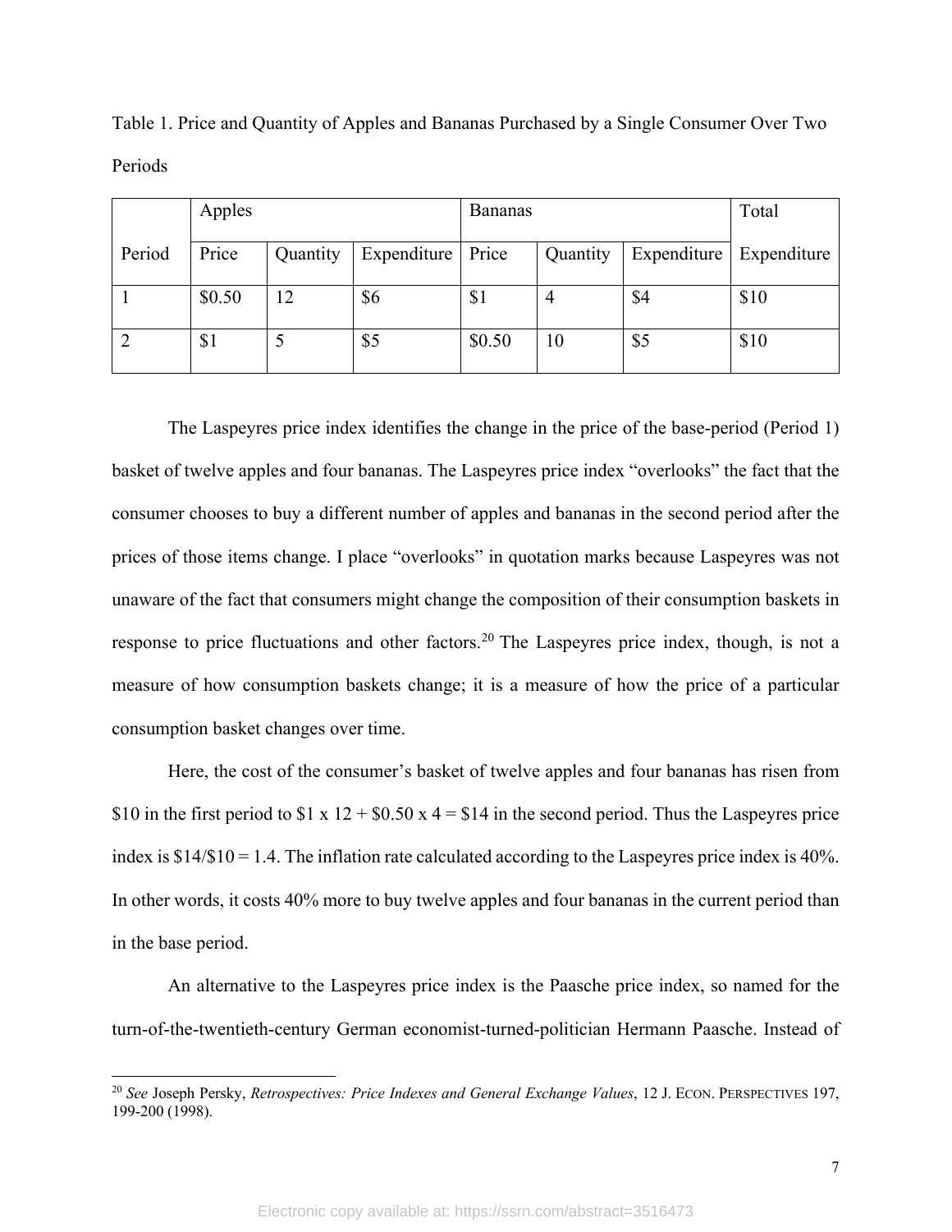Table 1. Price and Quantity of Apples and Bananas Purchased by a Single Consumer Over Two Periods

| Period | Apples | | | Bananas | | | Total |
|---|---|---|---|---|---|---|---|
| | Price | Quantity | Expenditure | Price | Quantity | Expenditure | Expenditure |
| 1 | $0.50 | 12 | $6 | $1 | 4 | $4 | $10 |
| 2 | $1 | 5 | $5 | $0.50 | 10 | $5 | $10 |

The Laspeyres price index identifies the change in the price of the base-period (Period 1) basket of twelve apples and four bananas. The Laspeyres price index "overlooks" the fact that the consumer chooses to buy a different number of apples and bananas in the second period after the prices of those items change. I place "overlooks" in quotation marks because Laspeyres was not unaware of the fact that consumers might change the composition of their consumption baskets in response to price fluctuations and other factors.[20] The Laspeyres price index, though, is not a measure of how consumption baskets change; it is a measure of how the price of a particular consumption basket changes over time.

Here, the cost of the consumer's basket of twelve apples and four bananas has risen from $10 in the first period to $1 x 12 + $0.50 x 4 = $14 in the second period. Thus the Laspeyres price index is $14/$10 = 1.4. The inflation rate calculated according to the Laspeyres price index is 40%. In other words, it costs 40% more to buy twelve apples and four bananas in the current period than in the base period.

An alternative to the Laspeyres price index is the Paasche price index, so named for the turn-of-the-twentieth-century German economist-turned-politician Hermann Paasche. Instead of

[20] *See* Joseph Persky, *Retrospectives: Price Indexes and General Exchange Values*, 12 J. ECON. PERSPECTIVES 197, 199-200 (1998).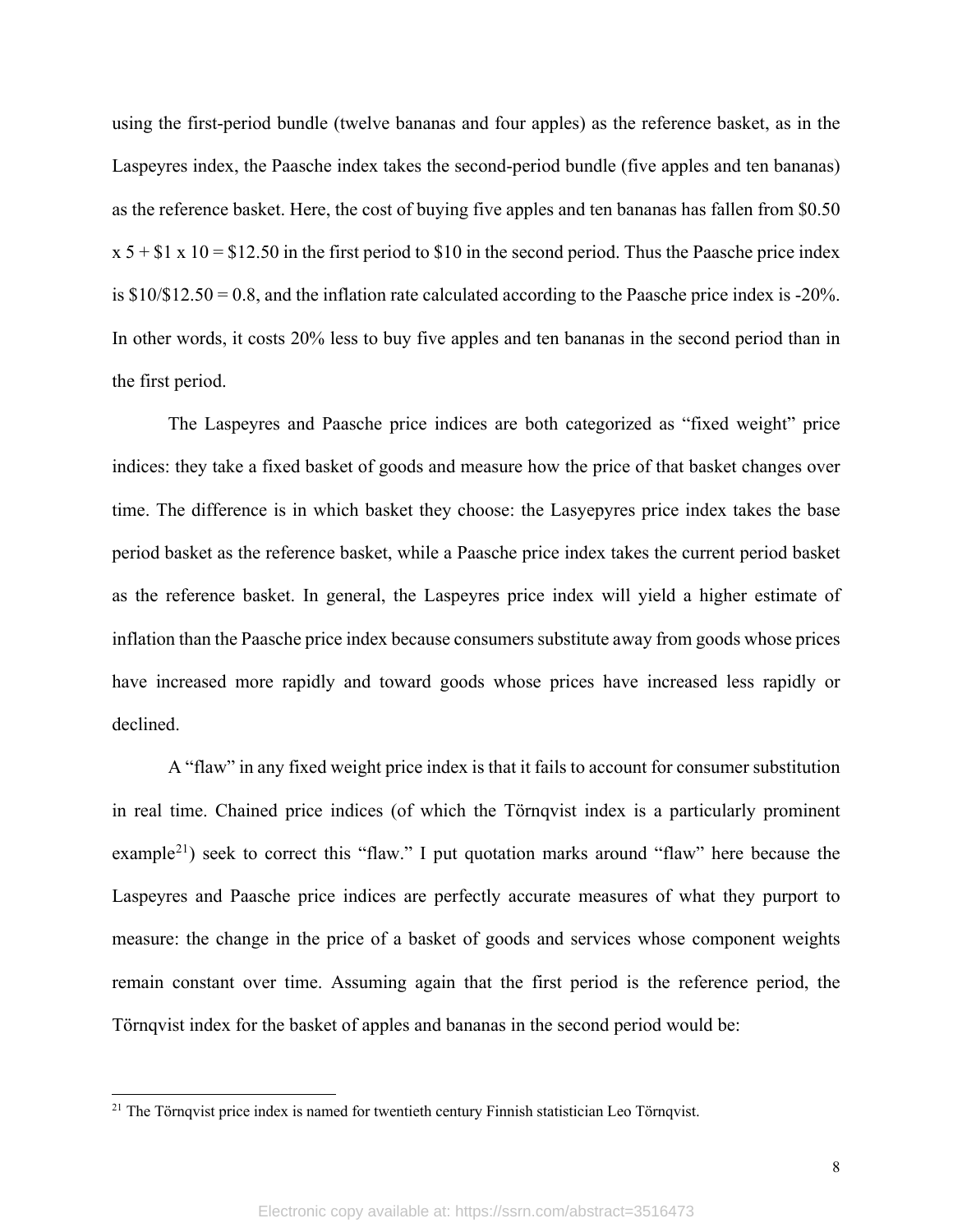using the first-period bundle (twelve bananas and four apples) as the reference basket, as in the Laspeyres index, the Paasche index takes the second-period bundle (five apples and ten bananas) as the reference basket. Here, the cost of buying five apples and ten bananas has fallen from $0.50 x 5 + $1 x 10 = $12.50 in the first period to $10 in the second period. Thus the Paasche price index is $10/$12.50 = 0.8, and the inflation rate calculated according to the Paasche price index is -20%. In other words, it costs 20% less to buy five apples and ten bananas in the second period than in the first period.

The Laspeyres and Paasche price indices are both categorized as "fixed weight" price indices: they take a fixed basket of goods and measure how the price of that basket changes over time. The difference is in which basket they choose: the Lasyepyres price index takes the base period basket as the reference basket, while a Paasche price index takes the current period basket as the reference basket. In general, the Laspeyres price index will yield a higher estimate of inflation than the Paasche price index because consumers substitute away from goods whose prices have increased more rapidly and toward goods whose prices have increased less rapidly or declined.

A "flaw" in any fixed weight price index is that it fails to account for consumer substitution in real time. Chained price indices (of which the Törnqvist index is a particularly prominent example[21]) seek to correct this "flaw." I put quotation marks around "flaw" here because the Laspeyres and Paasche price indices are perfectly accurate measures of what they purport to measure: the change in the price of a basket of goods and services whose component weights remain constant over time. Assuming again that the first period is the reference period, the Törnqvist index for the basket of apples and bananas in the second period would be:

---

[21] The Törnqvist price index is named for twentieth century Finnish statistician Leo Törnqvist.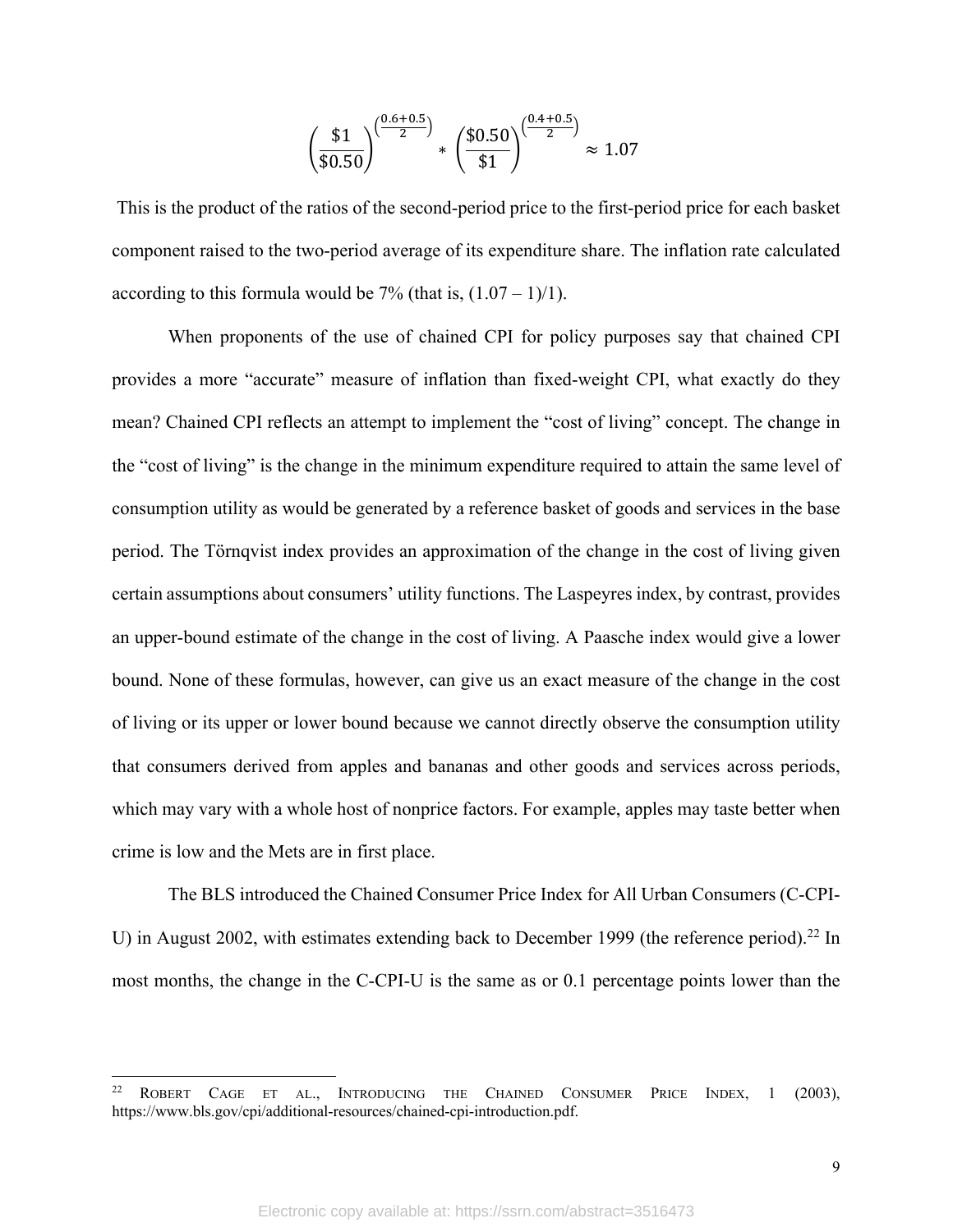$$\left(\frac{\$1}{\$0.50}\right)^{\left(\frac{0.6+0.5}{2}\right)} * \left(\frac{\$0.50}{\$1}\right)^{\left(\frac{0.4+0.5}{2}\right)} \approx 1.07$$

This is the product of the ratios of the second-period price to the first-period price for each basket component raised to the two-period average of its expenditure share. The inflation rate calculated according to this formula would be 7% (that is, (1.07 – 1)/1).

When proponents of the use of chained CPI for policy purposes say that chained CPI provides a more "accurate" measure of inflation than fixed-weight CPI, what exactly do they mean? Chained CPI reflects an attempt to implement the "cost of living" concept. The change in the "cost of living" is the change in the minimum expenditure required to attain the same level of consumption utility as would be generated by a reference basket of goods and services in the base period. The Törnqvist index provides an approximation of the change in the cost of living given certain assumptions about consumers' utility functions. The Laspeyres index, by contrast, provides an upper-bound estimate of the change in the cost of living. A Paasche index would give a lower bound. None of these formulas, however, can give us an exact measure of the change in the cost of living or its upper or lower bound because we cannot directly observe the consumption utility that consumers derived from apples and bananas and other goods and services across periods, which may vary with a whole host of nonprice factors. For example, apples may taste better when crime is low and the Mets are in first place.

The BLS introduced the Chained Consumer Price Index for All Urban Consumers (C-CPI-U) in August 2002, with estimates extending back to December 1999 (the reference period).[22] In most months, the change in the C-CPI-U is the same as or 0.1 percentage points lower than the

---

[22] ROBERT CAGE ET AL., INTRODUCING THE CHAINED CONSUMER PRICE INDEX, 1 (2003), https://www.bls.gov/cpi/additional-resources/chained-cpi-introduction.pdf.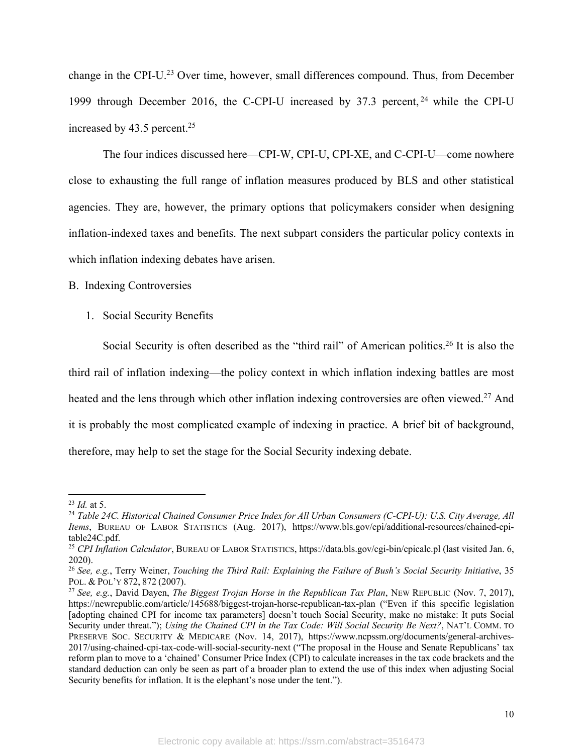change in the CPI-U.[23] Over time, however, small differences compound. Thus, from December 1999 through December 2016, the C-CPI-U increased by 37.3 percent,[24] while the CPI-U increased by 43.5 percent.[25]

The four indices discussed here—CPI-W, CPI-U, CPI-XE, and C-CPI-U—come nowhere close to exhausting the full range of inflation measures produced by BLS and other statistical agencies. They are, however, the primary options that policymakers consider when designing inflation-indexed taxes and benefits. The next subpart considers the particular policy contexts in which inflation indexing debates have arisen.

## B. Indexing Controversies

### 1. Social Security Benefits

Social Security is often described as the "third rail" of American politics.[26] It is also the third rail of inflation indexing—the policy context in which inflation indexing battles are most heated and the lens through which other inflation indexing controversies are often viewed.[27] And it is probably the most complicated example of indexing in practice. A brief bit of background, therefore, may help to set the stage for the Social Security indexing debate.

---

[23] *Id.* at 5.

[24] *Table 24C. Historical Chained Consumer Price Index for All Urban Consumers (C-CPI-U): U.S. City Average, All Items*, BUREAU OF LABOR STATISTICS (Aug. 2017), https://www.bls.gov/cpi/additional-resources/chained-cpi-table24C.pdf.

[25] *CPI Inflation Calculator*, BUREAU OF LABOR STATISTICS, https://data.bls.gov/cgi-bin/cpicalc.pl (last visited Jan. 6, 2020).

[26] *See, e.g.*, Terry Weiner, *Touching the Third Rail: Explaining the Failure of Bush's Social Security Initiative*, 35 POL. & POL'Y 872, 872 (2007).

[27] *See, e.g.*, David Dayen, *The Biggest Trojan Horse in the Republican Tax Plan*, NEW REPUBLIC (Nov. 7, 2017), https://newrepublic.com/article/145688/biggest-trojan-horse-republican-tax-plan ("Even if this specific legislation [adopting chained CPI for income tax parameters] doesn't touch Social Security, make no mistake: It puts Social Security under threat."); *Using the Chained CPI in the Tax Code: Will Social Security Be Next?*, NAT'L COMM. TO PRESERVE SOC. SECURITY & MEDICARE (Nov. 14, 2017), https://www.ncpssm.org/documents/general-archives-2017/using-chained-cpi-tax-code-will-social-security-next ("The proposal in the House and Senate Republicans' tax reform plan to move to a 'chained' Consumer Price Index (CPI) to calculate increases in the tax code brackets and the standard deduction can only be seen as part of a broader plan to extend the use of this index when adjusting Social Security benefits for inflation. It is the elephant's nose under the tent.").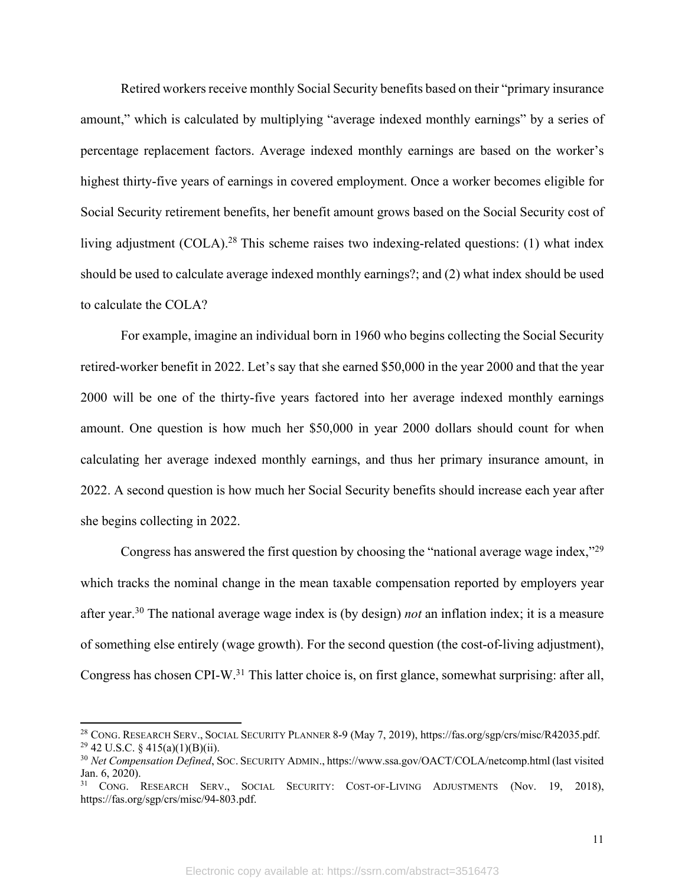Retired workers receive monthly Social Security benefits based on their "primary insurance amount," which is calculated by multiplying "average indexed monthly earnings" by a series of percentage replacement factors. Average indexed monthly earnings are based on the worker's highest thirty-five years of earnings in covered employment. Once a worker becomes eligible for Social Security retirement benefits, her benefit amount grows based on the Social Security cost of living adjustment (COLA).[28] This scheme raises two indexing-related questions: (1) what index should be used to calculate average indexed monthly earnings?; and (2) what index should be used to calculate the COLA?

For example, imagine an individual born in 1960 who begins collecting the Social Security retired-worker benefit in 2022. Let's say that she earned $50,000 in the year 2000 and that the year 2000 will be one of the thirty-five years factored into her average indexed monthly earnings amount. One question is how much her $50,000 in year 2000 dollars should count for when calculating her average indexed monthly earnings, and thus her primary insurance amount, in 2022. A second question is how much her Social Security benefits should increase each year after she begins collecting in 2022.

Congress has answered the first question by choosing the "national average wage index,"[29] which tracks the nominal change in the mean taxable compensation reported by employers year after year.[30] The national average wage index is (by design) *not* an inflation index; it is a measure of something else entirely (wage growth). For the second question (the cost-of-living adjustment), Congress has chosen CPI-W.[31] This latter choice is, on first glance, somewhat surprising: after all,

---

[28] Cong. Research Serv., Social Security Planner 8-9 (May 7, 2019), https://fas.org/sgp/crs/misc/R42035.pdf.

[29] 42 U.S.C. § 415(a)(1)(B)(ii).

[30] *Net Compensation Defined*, Soc. Security Admin., https://www.ssa.gov/OACT/COLA/netcomp.html (last visited Jan. 6, 2020).

[31] Cong. Research Serv., Social Security: Cost-of-Living Adjustments (Nov. 19, 2018), https://fas.org/sgp/crs/misc/94-803.pdf.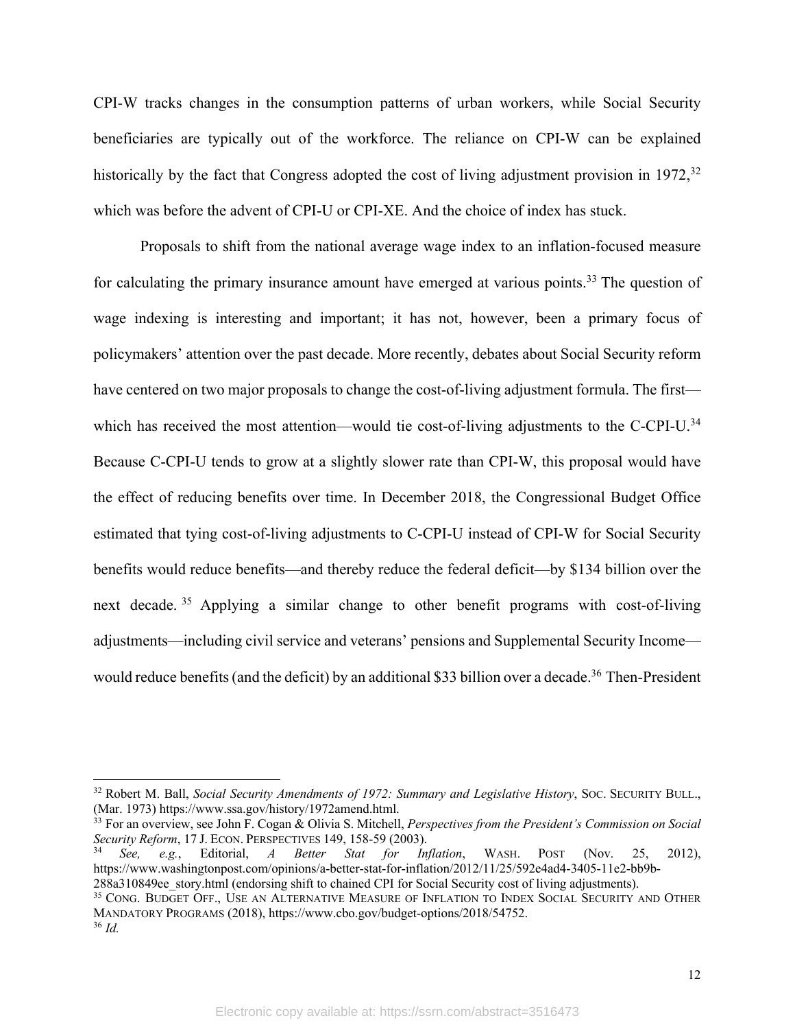CPI-W tracks changes in the consumption patterns of urban workers, while Social Security beneficiaries are typically out of the workforce. The reliance on CPI-W can be explained historically by the fact that Congress adopted the cost of living adjustment provision in 1972,[32] which was before the advent of CPI-U or CPI-XE. And the choice of index has stuck.

Proposals to shift from the national average wage index to an inflation-focused measure for calculating the primary insurance amount have emerged at various points.[33] The question of wage indexing is interesting and important; it has not, however, been a primary focus of policymakers' attention over the past decade. More recently, debates about Social Security reform have centered on two major proposals to change the cost-of-living adjustment formula. The first—which has received the most attention—would tie cost-of-living adjustments to the C-CPI-U.[34] Because C-CPI-U tends to grow at a slightly slower rate than CPI-W, this proposal would have the effect of reducing benefits over time. In December 2018, the Congressional Budget Office estimated that tying cost-of-living adjustments to C-CPI-U instead of CPI-W for Social Security benefits would reduce benefits—and thereby reduce the federal deficit—by $134 billion over the next decade.[35] Applying a similar change to other benefit programs with cost-of-living adjustments—including civil service and veterans' pensions and Supplemental Security Income—would reduce benefits (and the deficit) by an additional $33 billion over a decade.[36] Then-President

---

[32] Robert M. Ball, *Social Security Amendments of 1972: Summary and Legislative History*, SOC. SECURITY BULL., (Mar. 1973) https://www.ssa.gov/history/1972amend.html.

[33] For an overview, see John F. Cogan & Olivia S. Mitchell, *Perspectives from the President's Commission on Social Security Reform*, 17 J. ECON. PERSPECTIVES 149, 158-59 (2003).

[34] *See, e.g.*, Editorial, *A Better Stat for Inflation*, WASH. POST (Nov. 25, 2012), https://www.washingtonpost.com/opinions/a-better-stat-for-inflation/2012/11/25/592e4ad4-3405-11e2-bb9b-288a310849ee_story.html (endorsing shift to chained CPI for Social Security cost of living adjustments).

[35] CONG. BUDGET OFF., USE AN ALTERNATIVE MEASURE OF INFLATION TO INDEX SOCIAL SECURITY AND OTHER MANDATORY PROGRAMS (2018), https://www.cbo.gov/budget-options/2018/54752.

[36] *Id.*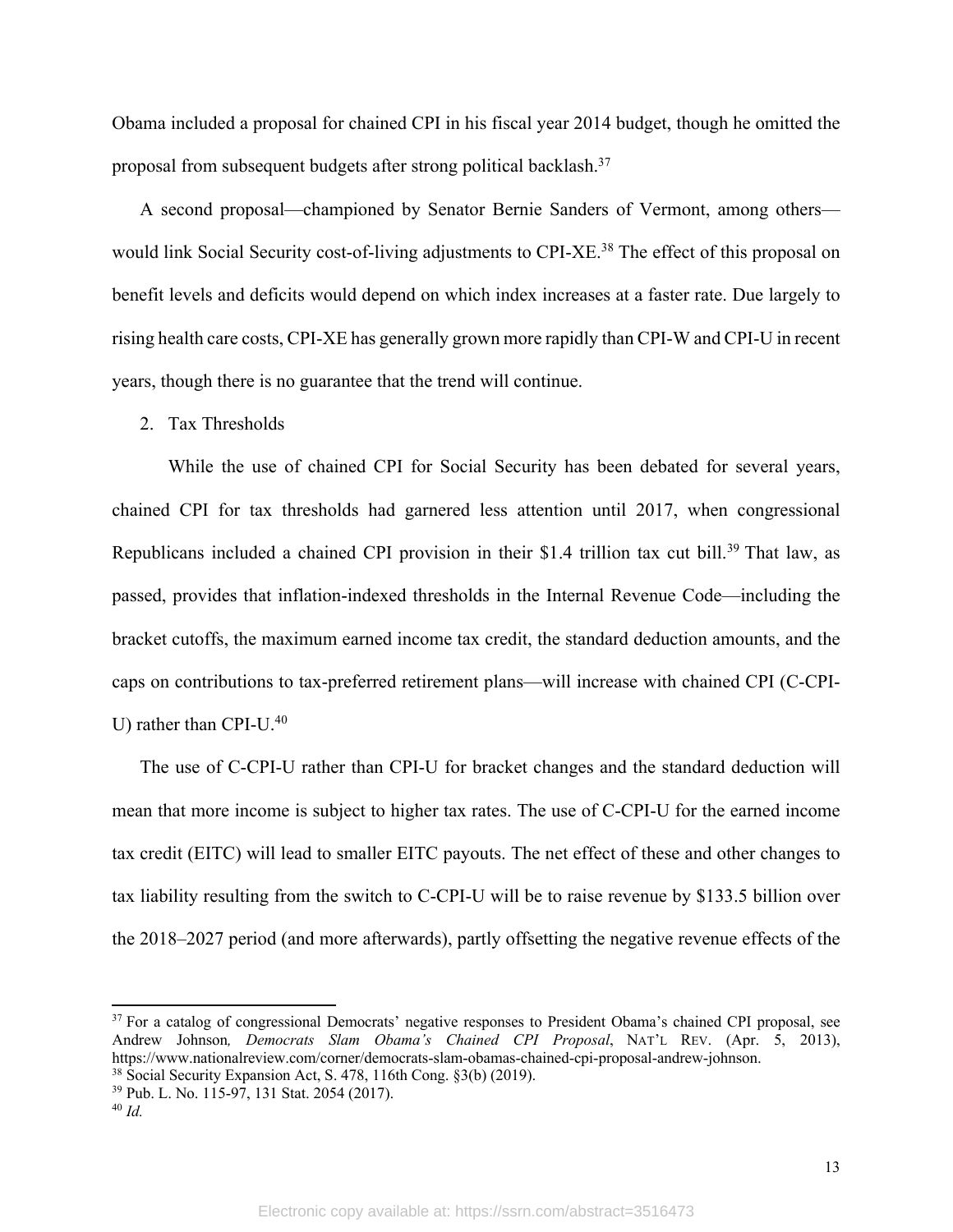Obama included a proposal for chained CPI in his fiscal year 2014 budget, though he omitted the proposal from subsequent budgets after strong political backlash.[37]

A second proposal—championed by Senator Bernie Sanders of Vermont, among others—would link Social Security cost-of-living adjustments to CPI-XE.[38] The effect of this proposal on benefit levels and deficits would depend on which index increases at a faster rate. Due largely to rising health care costs, CPI-XE has generally grown more rapidly than CPI-W and CPI-U in recent years, though there is no guarantee that the trend will continue.

2. Tax Thresholds

While the use of chained CPI for Social Security has been debated for several years, chained CPI for tax thresholds had garnered less attention until 2017, when congressional Republicans included a chained CPI provision in their $1.4 trillion tax cut bill.[39] That law, as passed, provides that inflation-indexed thresholds in the Internal Revenue Code—including the bracket cutoffs, the maximum earned income tax credit, the standard deduction amounts, and the caps on contributions to tax-preferred retirement plans—will increase with chained CPI (C-CPI-U) rather than CPI-U.[40]

The use of C-CPI-U rather than CPI-U for bracket changes and the standard deduction will mean that more income is subject to higher tax rates. The use of C-CPI-U for the earned income tax credit (EITC) will lead to smaller EITC payouts. The net effect of these and other changes to tax liability resulting from the switch to C-CPI-U will be to raise revenue by $133.5 billion over the 2018–2027 period (and more afterwards), partly offsetting the negative revenue effects of the

---

[37] For a catalog of congressional Democrats' negative responses to President Obama's chained CPI proposal, see Andrew Johnson, *Democrats Slam Obama's Chained CPI Proposal*, NAT'L REV. (Apr. 5, 2013), https://www.nationalreview.com/corner/democrats-slam-obamas-chained-cpi-proposal-andrew-johnson.

[38] Social Security Expansion Act, S. 478, 116th Cong. §3(b) (2019).

[39] Pub. L. No. 115-97, 131 Stat. 2054 (2017).

[40] *Id.*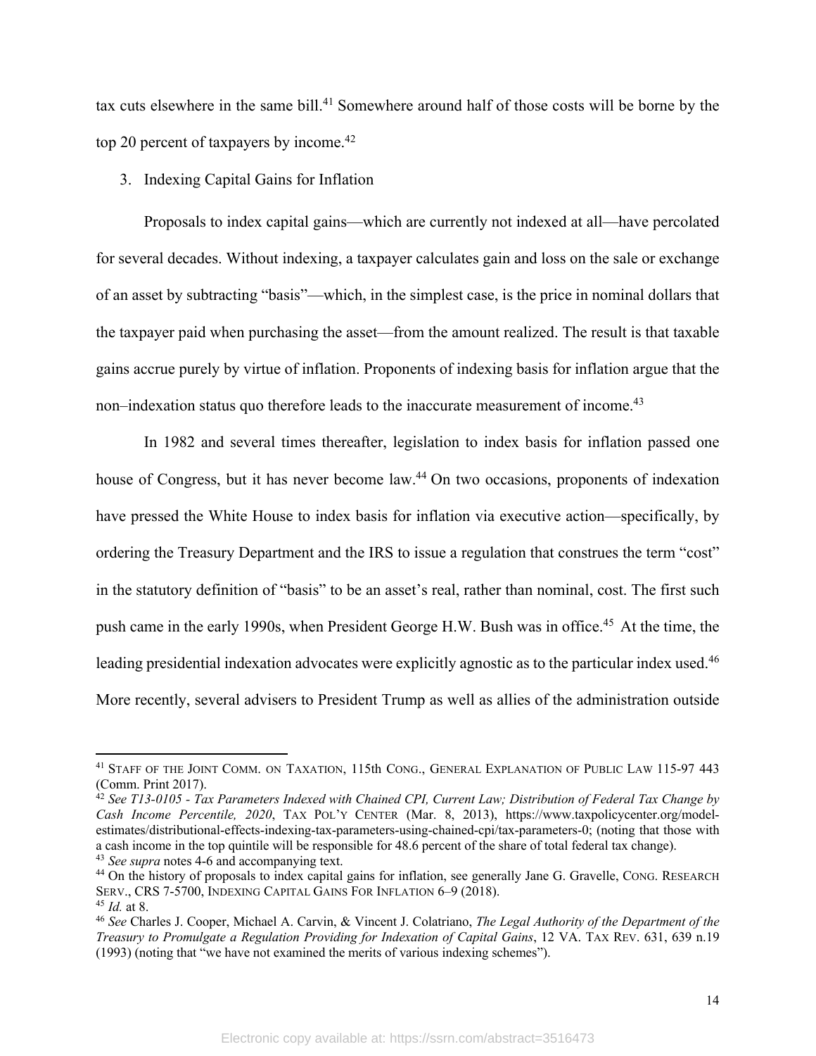tax cuts elsewhere in the same bill.[41] Somewhere around half of those costs will be borne by the top 20 percent of taxpayers by income.[42]

3. Indexing Capital Gains for Inflation

Proposals to index capital gains—which are currently not indexed at all—have percolated for several decades. Without indexing, a taxpayer calculates gain and loss on the sale or exchange of an asset by subtracting "basis"—which, in the simplest case, is the price in nominal dollars that the taxpayer paid when purchasing the asset—from the amount realized. The result is that taxable gains accrue purely by virtue of inflation. Proponents of indexing basis for inflation argue that the non–indexation status quo therefore leads to the inaccurate measurement of income.[43]

In 1982 and several times thereafter, legislation to index basis for inflation passed one house of Congress, but it has never become law.[44] On two occasions, proponents of indexation have pressed the White House to index basis for inflation via executive action—specifically, by ordering the Treasury Department and the IRS to issue a regulation that construes the term "cost" in the statutory definition of "basis" to be an asset's real, rather than nominal, cost. The first such push came in the early 1990s, when President George H.W. Bush was in office.[45] At the time, the leading presidential indexation advocates were explicitly agnostic as to the particular index used.[46] More recently, several advisers to President Trump as well as allies of the administration outside

---

[41] STAFF OF THE JOINT COMM. ON TAXATION, 115th CONG., GENERAL EXPLANATION OF PUBLIC LAW 115-97 443 (Comm. Print 2017).

[42] *See T13-0105 - Tax Parameters Indexed with Chained CPI, Current Law; Distribution of Federal Tax Change by Cash Income Percentile, 2020*, TAX POL'Y CENTER (Mar. 8, 2013), https://www.taxpolicycenter.org/model-estimates/distributional-effects-indexing-tax-parameters-using-chained-cpi/tax-parameters-0; (noting that those with a cash income in the top quintile will be responsible for 48.6 percent of the share of total federal tax change).

[43] *See supra* notes 4-6 and accompanying text.

[44] On the history of proposals to index capital gains for inflation, see generally Jane G. Gravelle, CONG. RESEARCH SERV., CRS 7-5700, INDEXING CAPITAL GAINS FOR INFLATION 6–9 (2018).

[45] *Id.* at 8.

[46] *See* Charles J. Cooper, Michael A. Carvin, & Vincent J. Colatriano, *The Legal Authority of the Department of the Treasury to Promulgate a Regulation Providing for Indexation of Capital Gains*, 12 VA. TAX REV. 631, 639 n.19 (1993) (noting that "we have not examined the merits of various indexing schemes").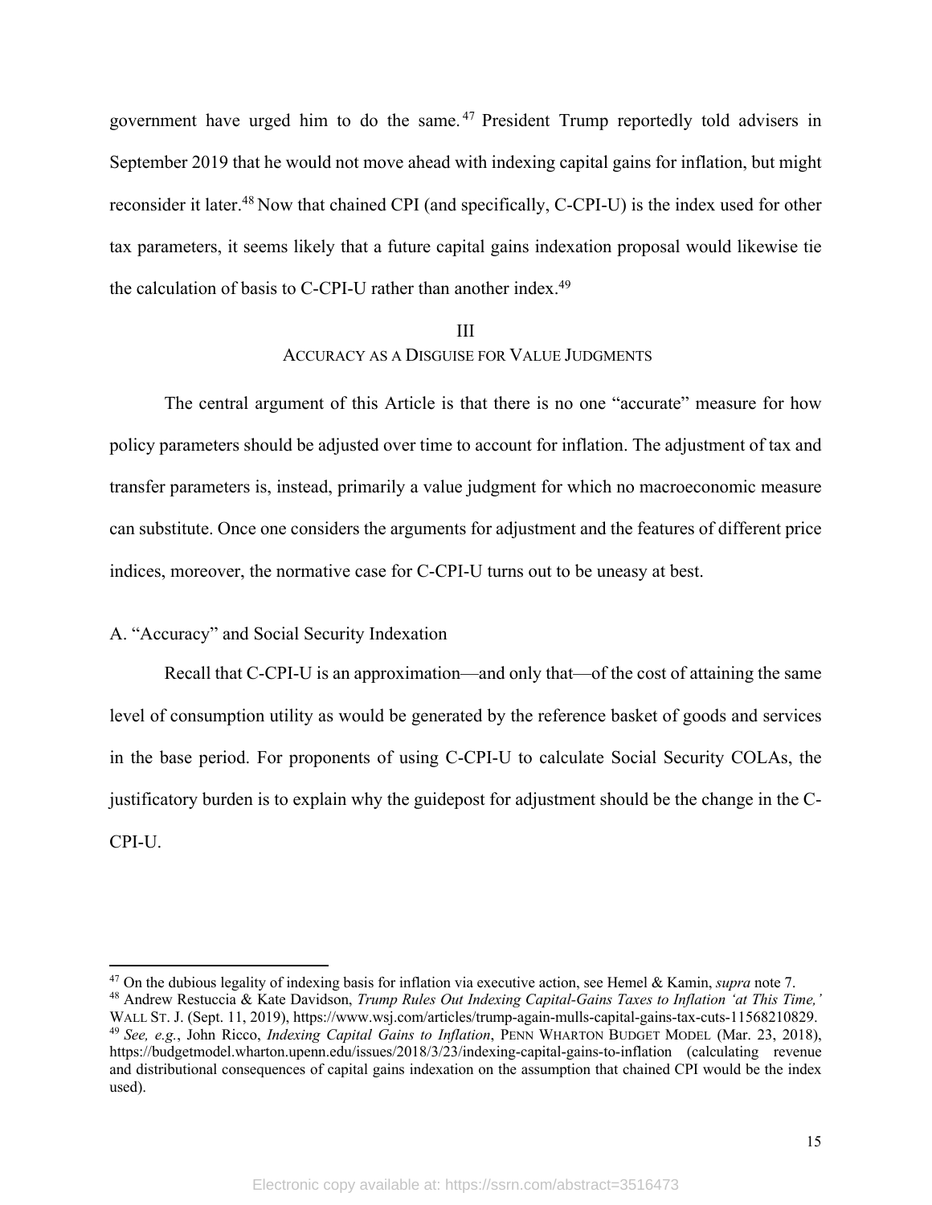government have urged him to do the same.[47] President Trump reportedly told advisers in September 2019 that he would not move ahead with indexing capital gains for inflation, but might reconsider it later.[48] Now that chained CPI (and specifically, C-CPI-U) is the index used for other tax parameters, it seems likely that a future capital gains indexation proposal would likewise tie the calculation of basis to C-CPI-U rather than another index.[49]

## III
## ACCURACY AS A DISGUISE FOR VALUE JUDGMENTS

The central argument of this Article is that there is no one "accurate" measure for how policy parameters should be adjusted over time to account for inflation. The adjustment of tax and transfer parameters is, instead, primarily a value judgment for which no macroeconomic measure can substitute. Once one considers the arguments for adjustment and the features of different price indices, moreover, the normative case for C-CPI-U turns out to be uneasy at best.

### A. "Accuracy" and Social Security Indexation

Recall that C-CPI-U is an approximation—and only that—of the cost of attaining the same level of consumption utility as would be generated by the reference basket of goods and services in the base period. For proponents of using C-CPI-U to calculate Social Security COLAs, the justificatory burden is to explain why the guidepost for adjustment should be the change in the C-CPI-U.

---

[47] On the dubious legality of indexing basis for inflation via executive action, see Hemel & Kamin, *supra* note 7.

[48] Andrew Restuccia & Kate Davidson, *Trump Rules Out Indexing Capital-Gains Taxes to Inflation 'at This Time,'* WALL ST. J. (Sept. 11, 2019), https://www.wsj.com/articles/trump-again-mulls-capital-gains-tax-cuts-11568210829.

[49] *See, e.g.*, John Ricco, *Indexing Capital Gains to Inflation*, PENN WHARTON BUDGET MODEL (Mar. 23, 2018), https://budgetmodel.wharton.upenn.edu/issues/2018/3/23/indexing-capital-gains-to-inflation (calculating revenue and distributional consequences of capital gains indexation on the assumption that chained CPI would be the index used).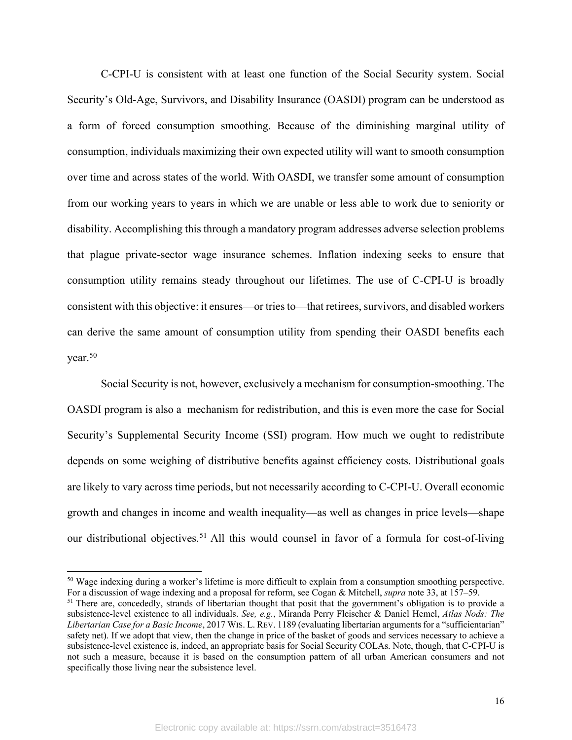C-CPI-U is consistent with at least one function of the Social Security system. Social Security's Old-Age, Survivors, and Disability Insurance (OASDI) program can be understood as a form of forced consumption smoothing. Because of the diminishing marginal utility of consumption, individuals maximizing their own expected utility will want to smooth consumption over time and across states of the world. With OASDI, we transfer some amount of consumption from our working years to years in which we are unable or less able to work due to seniority or disability. Accomplishing this through a mandatory program addresses adverse selection problems that plague private-sector wage insurance schemes. Inflation indexing seeks to ensure that consumption utility remains steady throughout our lifetimes. The use of C-CPI-U is broadly consistent with this objective: it ensures—or tries to—that retirees, survivors, and disabled workers can derive the same amount of consumption utility from spending their OASDI benefits each year.[50]

Social Security is not, however, exclusively a mechanism for consumption-smoothing. The OASDI program is also a mechanism for redistribution, and this is even more the case for Social Security's Supplemental Security Income (SSI) program. How much we ought to redistribute depends on some weighing of distributive benefits against efficiency costs. Distributional goals are likely to vary across time periods, but not necessarily according to C-CPI-U. Overall economic growth and changes in income and wealth inequality—as well as changes in price levels—shape our distributional objectives.[51] All this would counsel in favor of a formula for cost-of-living

---

[50] Wage indexing during a worker's lifetime is more difficult to explain from a consumption smoothing perspective. For a discussion of wage indexing and a proposal for reform, see Cogan & Mitchell, *supra* note 33, at 157–59.

[51] There are, concededly, strands of libertarian thought that posit that the government's obligation is to provide a subsistence-level existence to all individuals. *See, e.g.*, Miranda Perry Fleischer & Daniel Hemel, *Atlas Nods: The Libertarian Case for a Basic Income*, 2017 WIS. L. REV. 1189 (evaluating libertarian arguments for a "sufficientarian" safety net). If we adopt that view, then the change in price of the basket of goods and services necessary to achieve a subsistence-level existence is, indeed, an appropriate basis for Social Security COLAs. Note, though, that C-CPI-U is not such a measure, because it is based on the consumption pattern of all urban American consumers and not specifically those living near the subsistence level.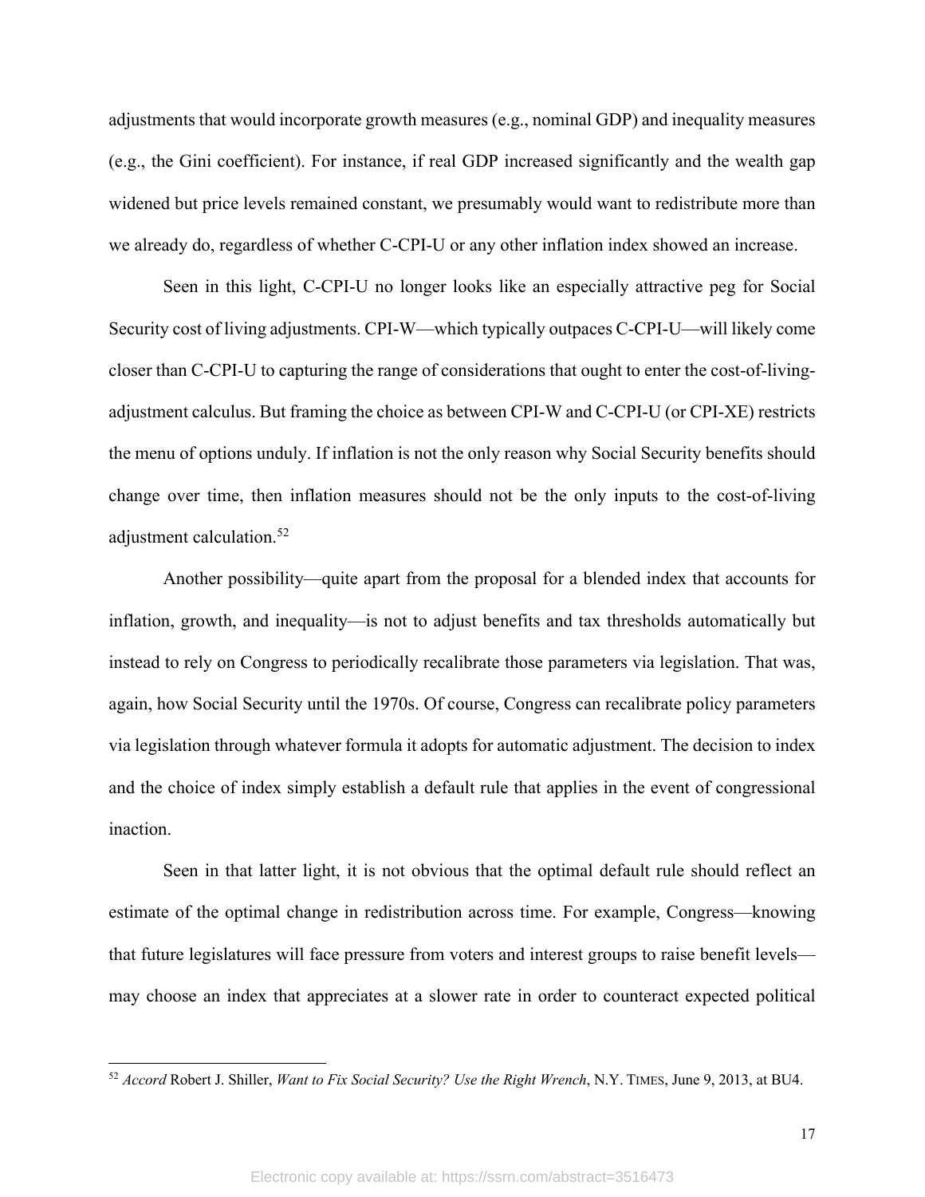adjustments that would incorporate growth measures (e.g., nominal GDP) and inequality measures (e.g., the Gini coefficient). For instance, if real GDP increased significantly and the wealth gap widened but price levels remained constant, we presumably would want to redistribute more than we already do, regardless of whether C-CPI-U or any other inflation index showed an increase.

Seen in this light, C-CPI-U no longer looks like an especially attractive peg for Social Security cost of living adjustments. CPI-W—which typically outpaces C-CPI-U—will likely come closer than C-CPI-U to capturing the range of considerations that ought to enter the cost-of-living-adjustment calculus. But framing the choice as between CPI-W and C-CPI-U (or CPI-XE) restricts the menu of options unduly. If inflation is not the only reason why Social Security benefits should change over time, then inflation measures should not be the only inputs to the cost-of-living adjustment calculation.[52]

Another possibility—quite apart from the proposal for a blended index that accounts for inflation, growth, and inequality—is not to adjust benefits and tax thresholds automatically but instead to rely on Congress to periodically recalibrate those parameters via legislation. That was, again, how Social Security until the 1970s. Of course, Congress can recalibrate policy parameters via legislation through whatever formula it adopts for automatic adjustment. The decision to index and the choice of index simply establish a default rule that applies in the event of congressional inaction.

Seen in that latter light, it is not obvious that the optimal default rule should reflect an estimate of the optimal change in redistribution across time. For example, Congress—knowing that future legislatures will face pressure from voters and interest groups to raise benefit levels—may choose an index that appreciates at a slower rate in order to counteract expected political

---

[52] *Accord* Robert J. Shiller, *Want to Fix Social Security? Use the Right Wrench*, N.Y. TIMES, June 9, 2013, at BU4.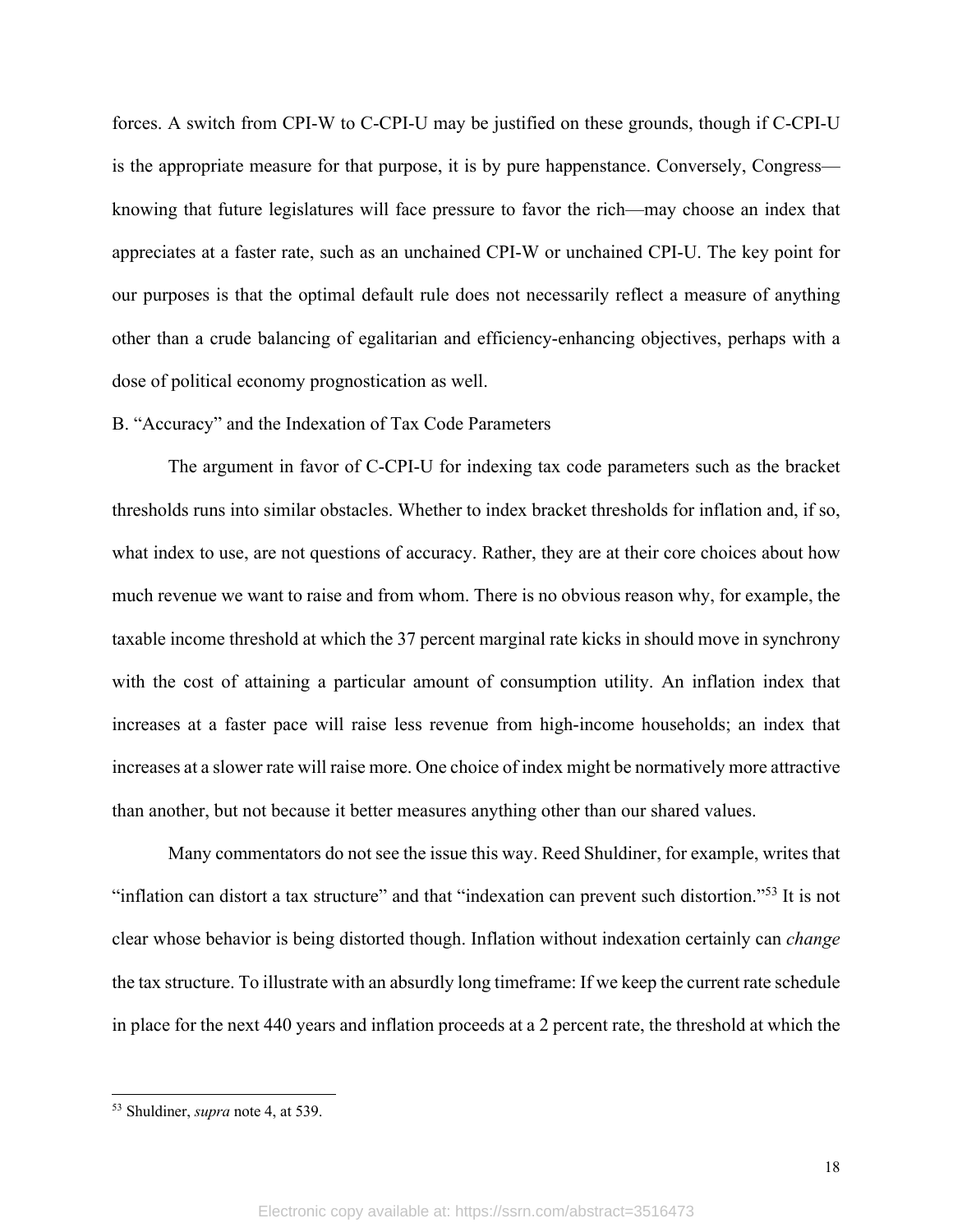forces. A switch from CPI-W to C-CPI-U may be justified on these grounds, though if C-CPI-U is the appropriate measure for that purpose, it is by pure happenstance. Conversely, Congress—knowing that future legislatures will face pressure to favor the rich—may choose an index that appreciates at a faster rate, such as an unchained CPI-W or unchained CPI-U. The key point for our purposes is that the optimal default rule does not necessarily reflect a measure of anything other than a crude balancing of egalitarian and efficiency-enhancing objectives, perhaps with a dose of political economy prognostication as well.

### B. "Accuracy" and the Indexation of Tax Code Parameters

The argument in favor of C-CPI-U for indexing tax code parameters such as the bracket thresholds runs into similar obstacles. Whether to index bracket thresholds for inflation and, if so, what index to use, are not questions of accuracy. Rather, they are at their core choices about how much revenue we want to raise and from whom. There is no obvious reason why, for example, the taxable income threshold at which the 37 percent marginal rate kicks in should move in synchrony with the cost of attaining a particular amount of consumption utility. An inflation index that increases at a faster pace will raise less revenue from high-income households; an index that increases at a slower rate will raise more. One choice of index might be normatively more attractive than another, but not because it better measures anything other than our shared values.

Many commentators do not see the issue this way. Reed Shuldiner, for example, writes that "inflation can distort a tax structure" and that "indexation can prevent such distortion."[53] It is not clear whose behavior is being distorted though. Inflation without indexation certainly can *change* the tax structure. To illustrate with an absurdly long timeframe: If we keep the current rate schedule in place for the next 440 years and inflation proceeds at a 2 percent rate, the threshold at which the

---

[53] Shuldiner, *supra* note 4, at 539.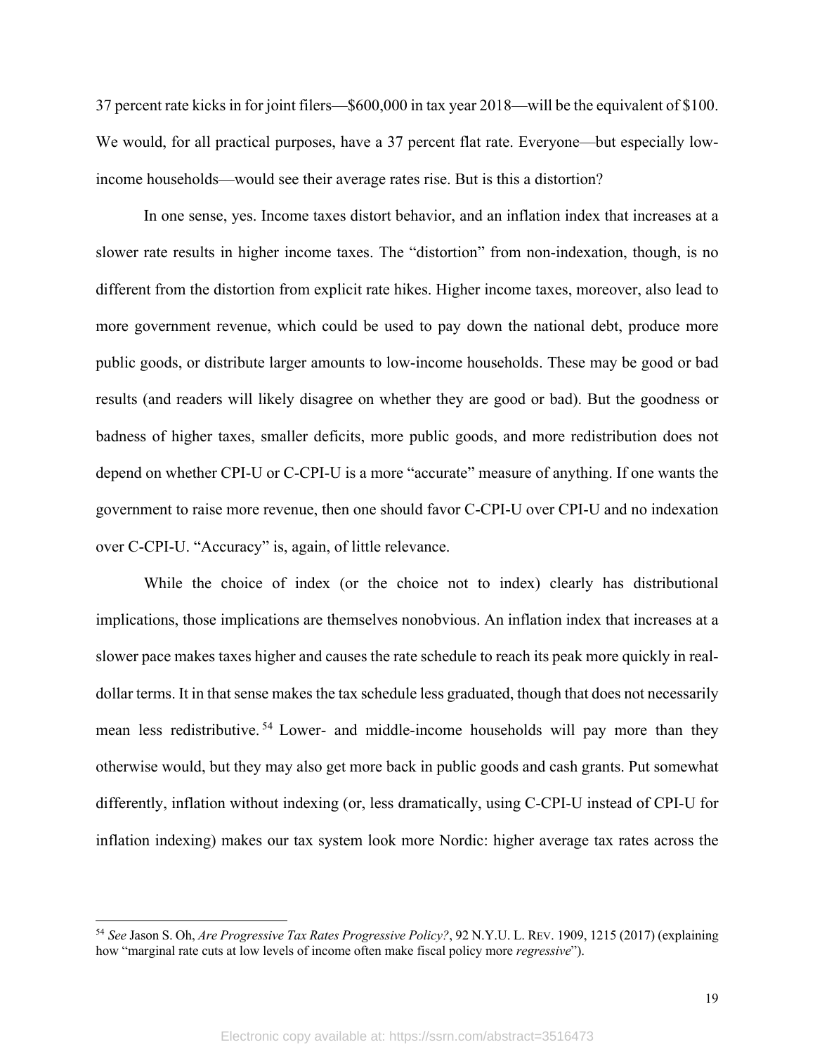37 percent rate kicks in for joint filers—$600,000 in tax year 2018—will be the equivalent of $100. We would, for all practical purposes, have a 37 percent flat rate. Everyone—but especially low-income households—would see their average rates rise. But is this a distortion?

In one sense, yes. Income taxes distort behavior, and an inflation index that increases at a slower rate results in higher income taxes. The "distortion" from non-indexation, though, is no different from the distortion from explicit rate hikes. Higher income taxes, moreover, also lead to more government revenue, which could be used to pay down the national debt, produce more public goods, or distribute larger amounts to low-income households. These may be good or bad results (and readers will likely disagree on whether they are good or bad). But the goodness or badness of higher taxes, smaller deficits, more public goods, and more redistribution does not depend on whether CPI-U or C-CPI-U is a more "accurate" measure of anything. If one wants the government to raise more revenue, then one should favor C-CPI-U over CPI-U and no indexation over C-CPI-U. "Accuracy" is, again, of little relevance.

While the choice of index (or the choice not to index) clearly has distributional implications, those implications are themselves nonobvious. An inflation index that increases at a slower pace makes taxes higher and causes the rate schedule to reach its peak more quickly in real-dollar terms. It in that sense makes the tax schedule less graduated, though that does not necessarily mean less redistributive.[54] Lower- and middle-income households will pay more than they otherwise would, but they may also get more back in public goods and cash grants. Put somewhat differently, inflation without indexing (or, less dramatically, using C-CPI-U instead of CPI-U for inflation indexing) makes our tax system look more Nordic: higher average tax rates across the

---

[54] *See* Jason S. Oh, *Are Progressive Tax Rates Progressive Policy?*, 92 N.Y.U. L. REV. 1909, 1215 (2017) (explaining how "marginal rate cuts at low levels of income often make fiscal policy more *regressive*").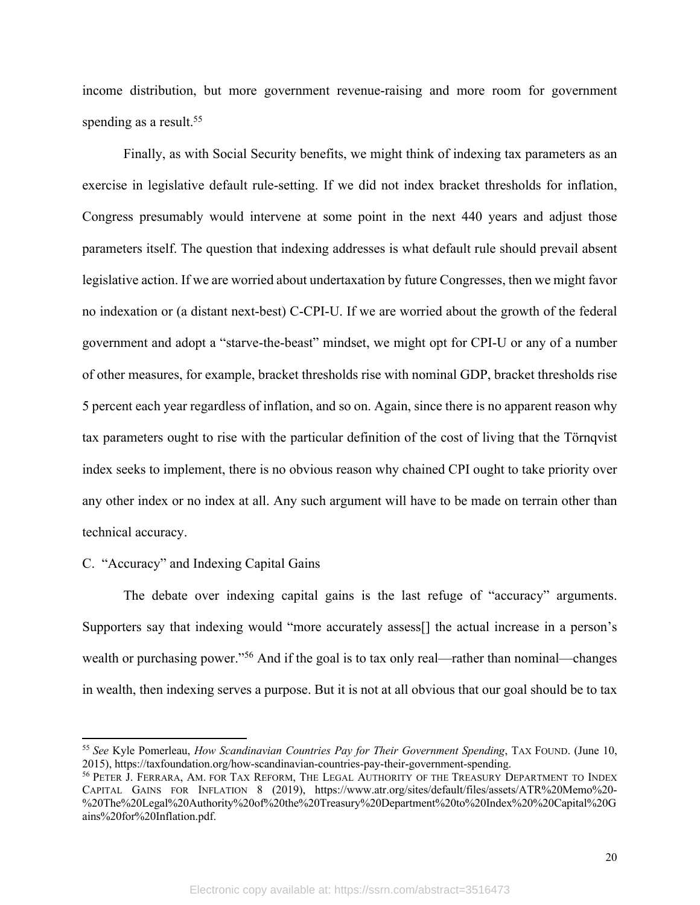income distribution, but more government revenue-raising and more room for government spending as a result.[55]

Finally, as with Social Security benefits, we might think of indexing tax parameters as an exercise in legislative default rule-setting. If we did not index bracket thresholds for inflation, Congress presumably would intervene at some point in the next 440 years and adjust those parameters itself. The question that indexing addresses is what default rule should prevail absent legislative action. If we are worried about undertaxation by future Congresses, then we might favor no indexation or (a distant next-best) C-CPI-U. If we are worried about the growth of the federal government and adopt a "starve-the-beast" mindset, we might opt for CPI-U or any of a number of other measures, for example, bracket thresholds rise with nominal GDP, bracket thresholds rise 5 percent each year regardless of inflation, and so on. Again, since there is no apparent reason why tax parameters ought to rise with the particular definition of the cost of living that the Törnqvist index seeks to implement, there is no obvious reason why chained CPI ought to take priority over any other index or no index at all. Any such argument will have to be made on terrain other than technical accuracy.

### C. "Accuracy" and Indexing Capital Gains

The debate over indexing capital gains is the last refuge of "accuracy" arguments. Supporters say that indexing would "more accurately assess[] the actual increase in a person's wealth or purchasing power."[56] And if the goal is to tax only real—rather than nominal—changes in wealth, then indexing serves a purpose. But it is not at all obvious that our goal should be to tax

---

[55] *See* Kyle Pomerleau, *How Scandinavian Countries Pay for Their Government Spending*, TAX FOUND. (June 10, 2015), https://taxfoundation.org/how-scandinavian-countries-pay-their-government-spending.

[56] PETER J. FERRARA, AM. FOR TAX REFORM, THE LEGAL AUTHORITY OF THE TREASURY DEPARTMENT TO INDEX CAPITAL GAINS FOR INFLATION 8 (2019), https://www.atr.org/sites/default/files/assets/ATR%20Memo%20-%20The%20Legal%20Authority%20of%20the%20Treasury%20Department%20to%20Index%20%20Capital%20Gains%20for%20Inflation.pdf.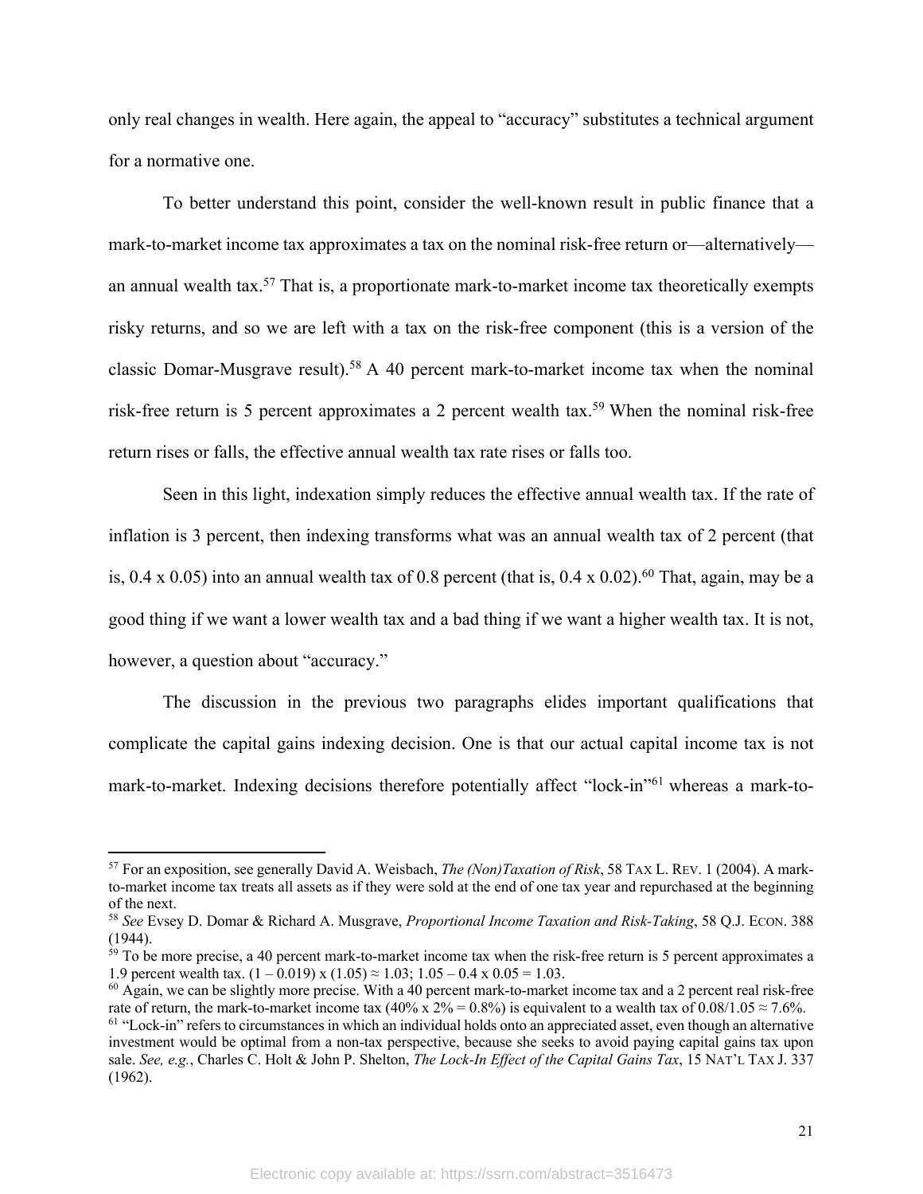only real changes in wealth. Here again, the appeal to "accuracy" substitutes a technical argument for a normative one.

To better understand this point, consider the well-known result in public finance that a mark-to-market income tax approximates a tax on the nominal risk-free return or—alternatively—an annual wealth tax.[57] That is, a proportionate mark-to-market income tax theoretically exempts risky returns, and so we are left with a tax on the risk-free component (this is a version of the classic Domar-Musgrave result).[58] A 40 percent mark-to-market income tax when the nominal risk-free return is 5 percent approximates a 2 percent wealth tax.[59] When the nominal risk-free return rises or falls, the effective annual wealth tax rate rises or falls too.

Seen in this light, indexation simply reduces the effective annual wealth tax. If the rate of inflation is 3 percent, then indexing transforms what was an annual wealth tax of 2 percent (that is, 0.4 x 0.05) into an annual wealth tax of 0.8 percent (that is, 0.4 x 0.02).[60] That, again, may be a good thing if we want a lower wealth tax and a bad thing if we want a higher wealth tax. It is not, however, a question about "accuracy."

The discussion in the previous two paragraphs elides important qualifications that complicate the capital gains indexing decision. One is that our actual capital income tax is not mark-to-market. Indexing decisions therefore potentially affect "lock-in"[61] whereas a mark-to-

---

[57] For an exposition, see generally David A. Weisbach, *The (Non)Taxation of Risk*, 58 TAX L. REV. 1 (2004). A mark-to-market income tax treats all assets as if they were sold at the end of one tax year and repurchased at the beginning of the next.

[58] *See* Evsey D. Domar & Richard A. Musgrave, *Proportional Income Taxation and Risk-Taking*, 58 Q.J. ECON. 388 (1944).

[59] To be more precise, a 40 percent mark-to-market income tax when the risk-free return is 5 percent approximates a 1.9 percent wealth tax. $(1 - 0.019) \times (1.05) \approx 1.03$; $1.05 - 0.4 \times 0.05 = 1.03$.

[60] Again, we can be slightly more precise. With a 40 percent mark-to-market income tax and a 2 percent real risk-free rate of return, the mark-to-market income tax ($40\% \times 2\% = 0.8\%$) is equivalent to a wealth tax of $0.08/1.05 \approx 7.6\%$.

[61] "Lock-in" refers to circumstances in which an individual holds onto an appreciated asset, even though an alternative investment would be optimal from a non-tax perspective, because she seeks to avoid paying capital gains tax upon sale. *See, e.g.*, Charles C. Holt & John P. Shelton, *The Lock-In Effect of the Capital Gains Tax*, 15 NAT'L TAX J. 337 (1962).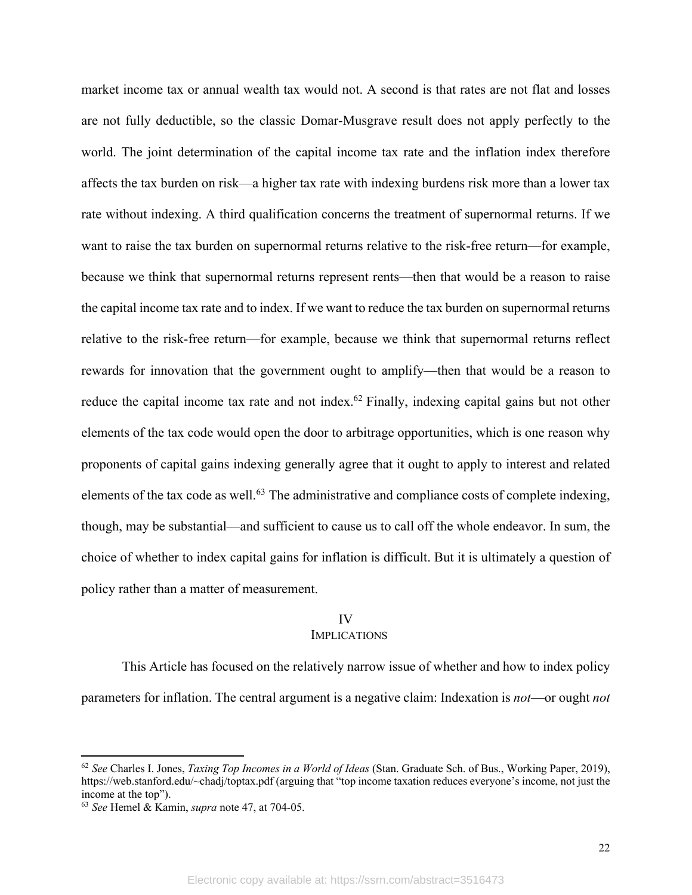market income tax or annual wealth tax would not. A second is that rates are not flat and losses are not fully deductible, so the classic Domar-Musgrave result does not apply perfectly to the world. The joint determination of the capital income tax rate and the inflation index therefore affects the tax burden on risk—a higher tax rate with indexing burdens risk more than a lower tax rate without indexing. A third qualification concerns the treatment of supernormal returns. If we want to raise the tax burden on supernormal returns relative to the risk-free return—for example, because we think that supernormal returns represent rents—then that would be a reason to raise the capital income tax rate and to index. If we want to reduce the tax burden on supernormal returns relative to the risk-free return—for example, because we think that supernormal returns reflect rewards for innovation that the government ought to amplify—then that would be a reason to reduce the capital income tax rate and not index.[62] Finally, indexing capital gains but not other elements of the tax code would open the door to arbitrage opportunities, which is one reason why proponents of capital gains indexing generally agree that it ought to apply to interest and related elements of the tax code as well.[63] The administrative and compliance costs of complete indexing, though, may be substantial—and sufficient to cause us to call off the whole endeavor. In sum, the choice of whether to index capital gains for inflation is difficult. But it is ultimately a question of policy rather than a matter of measurement.

## IV
## IMPLICATIONS

This Article has focused on the relatively narrow issue of whether and how to index policy parameters for inflation. The central argument is a negative claim: Indexation is *not*—or ought *not*

---

[62] *See* Charles I. Jones, *Taxing Top Incomes in a World of Ideas* (Stan. Graduate Sch. of Bus., Working Paper, 2019), https://web.stanford.edu/~chadj/toptax.pdf (arguing that "top income taxation reduces everyone's income, not just the income at the top").

[63] *See* Hemel & Kamin, *supra* note 47, at 704-05.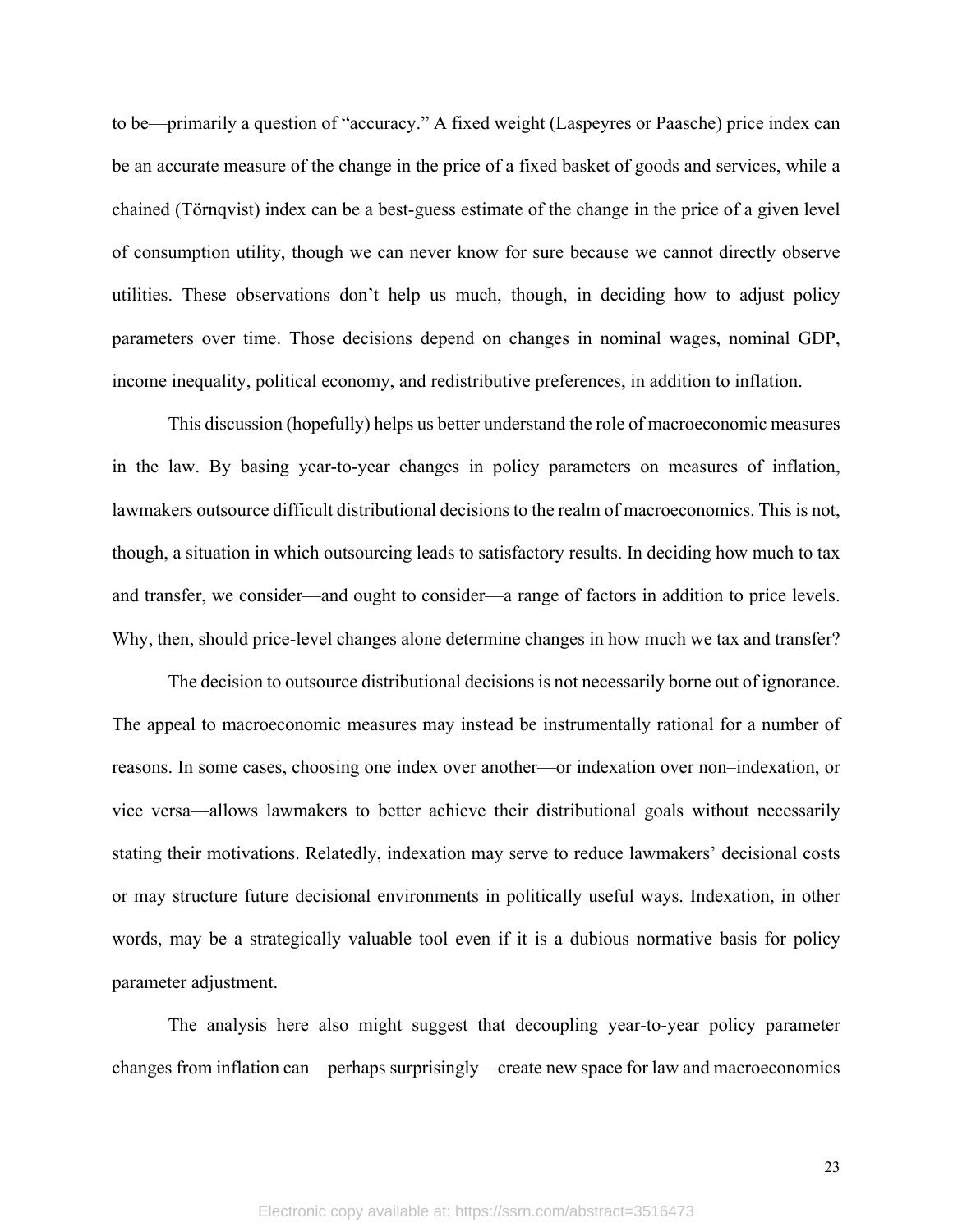to be—primarily a question of "accuracy." A fixed weight (Laspeyres or Paasche) price index can be an accurate measure of the change in the price of a fixed basket of goods and services, while a chained (Törnqvist) index can be a best-guess estimate of the change in the price of a given level of consumption utility, though we can never know for sure because we cannot directly observe utilities. These observations don't help us much, though, in deciding how to adjust policy parameters over time. Those decisions depend on changes in nominal wages, nominal GDP, income inequality, political economy, and redistributive preferences, in addition to inflation.

This discussion (hopefully) helps us better understand the role of macroeconomic measures in the law. By basing year-to-year changes in policy parameters on measures of inflation, lawmakers outsource difficult distributional decisions to the realm of macroeconomics. This is not, though, a situation in which outsourcing leads to satisfactory results. In deciding how much to tax and transfer, we consider—and ought to consider—a range of factors in addition to price levels. Why, then, should price-level changes alone determine changes in how much we tax and transfer?

The decision to outsource distributional decisions is not necessarily borne out of ignorance. The appeal to macroeconomic measures may instead be instrumentally rational for a number of reasons. In some cases, choosing one index over another—or indexation over non–indexation, or vice versa—allows lawmakers to better achieve their distributional goals without necessarily stating their motivations. Relatedly, indexation may serve to reduce lawmakers' decisional costs or may structure future decisional environments in politically useful ways. Indexation, in other words, may be a strategically valuable tool even if it is a dubious normative basis for policy parameter adjustment.

The analysis here also might suggest that decoupling year-to-year policy parameter changes from inflation can—perhaps surprisingly—create new space for law and macroeconomics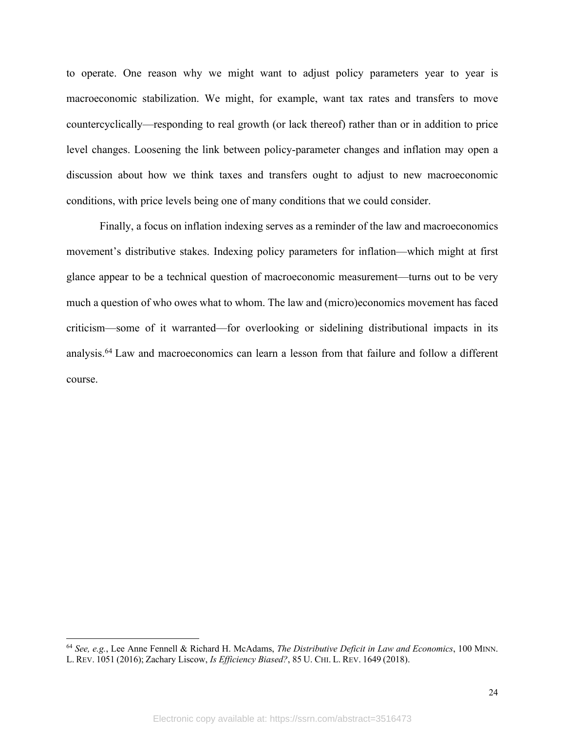to operate. One reason why we might want to adjust policy parameters year to year is macroeconomic stabilization. We might, for example, want tax rates and transfers to move countercyclically—responding to real growth (or lack thereof) rather than or in addition to price level changes. Loosening the link between policy-parameter changes and inflation may open a discussion about how we think taxes and transfers ought to adjust to new macroeconomic conditions, with price levels being one of many conditions that we could consider.

Finally, a focus on inflation indexing serves as a reminder of the law and macroeconomics movement's distributive stakes. Indexing policy parameters for inflation—which might at first glance appear to be a technical question of macroeconomic measurement—turns out to be very much a question of who owes what to whom. The law and (micro)economics movement has faced criticism—some of it warranted—for overlooking or sidelining distributional impacts in its analysis.[64] Law and macroeconomics can learn a lesson from that failure and follow a different course.

---

[64] *See, e.g.*, Lee Anne Fennell & Richard H. McAdams, *The Distributive Deficit in Law and Economics*, 100 MINN. L. REV. 1051 (2016); Zachary Liscow, *Is Efficiency Biased?*, 85 U. CHI. L. REV. 1649 (2018).

Electronic copy available at: https://ssrn.com/abstract=3516473